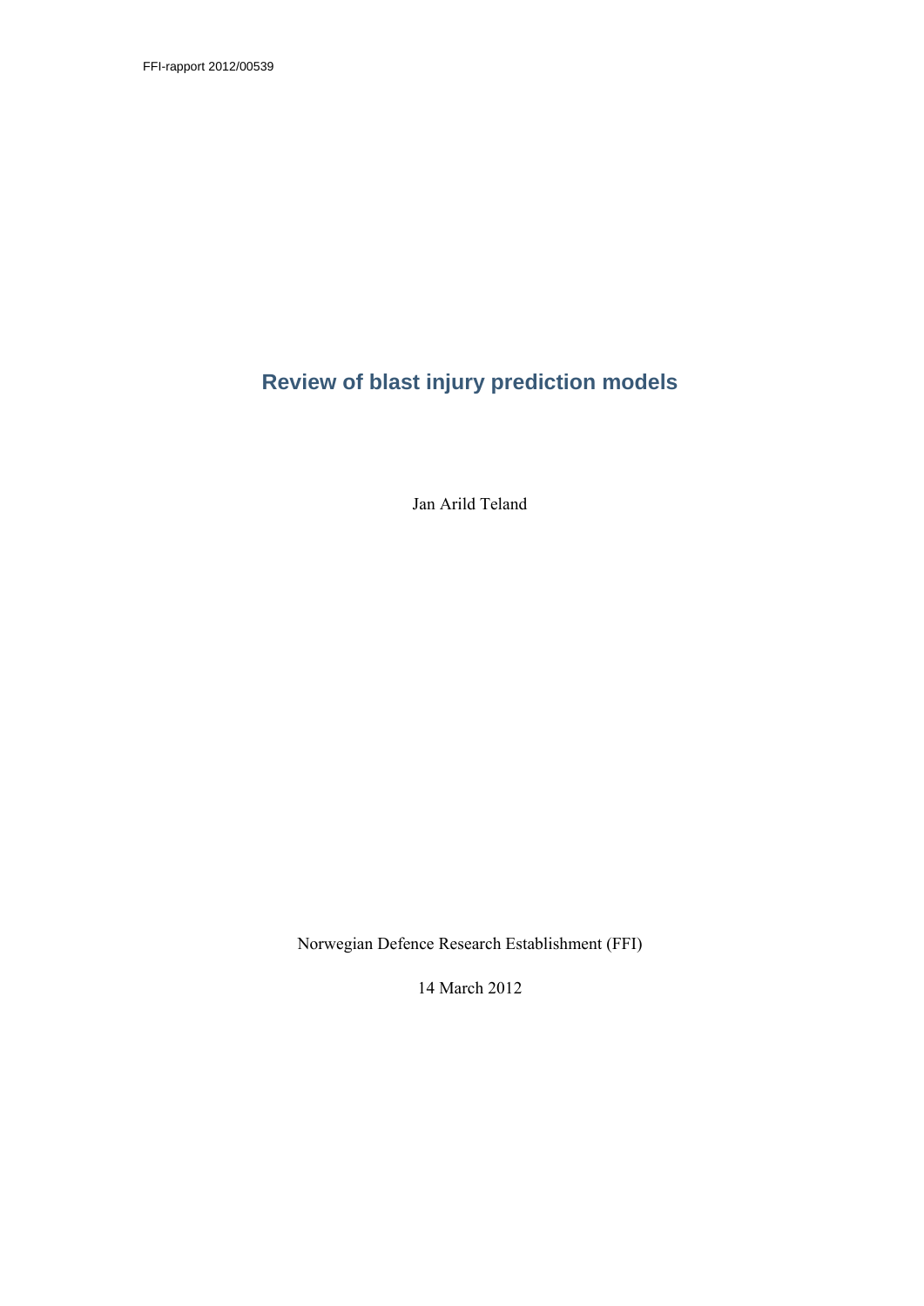FFI-rapport 2012/00539

# Review of blast injury prediction models

Jan Arild Teland

Norwegian Defence Research Establishment (FFI)

14 March 2012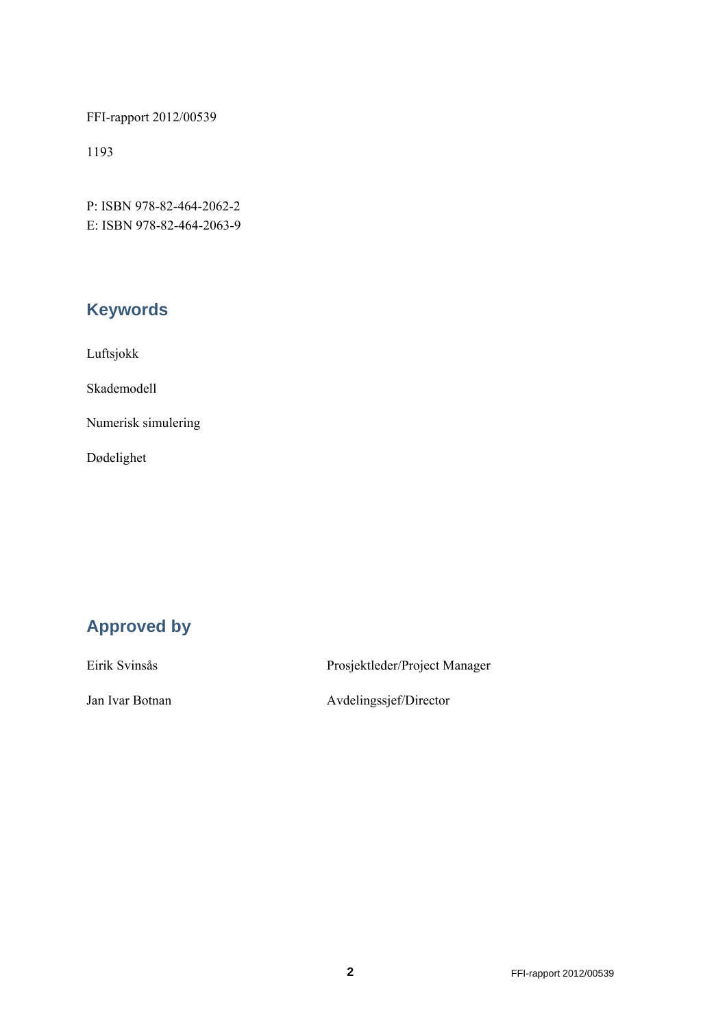FFI-rapport 2012/00539

1193

P: ISBN 978-82-464-2062-2
E: ISBN 978-82-464-2063-9

## Keywords

Luftsjokk

Skademodell

Numerisk simulering

Dødelighet

## Approved by

| | |
|---|---|
| Eirik Svinsås | Prosjektleder/Project Manager |
| Jan Ivar Botnan | Avdelingssjef/Director |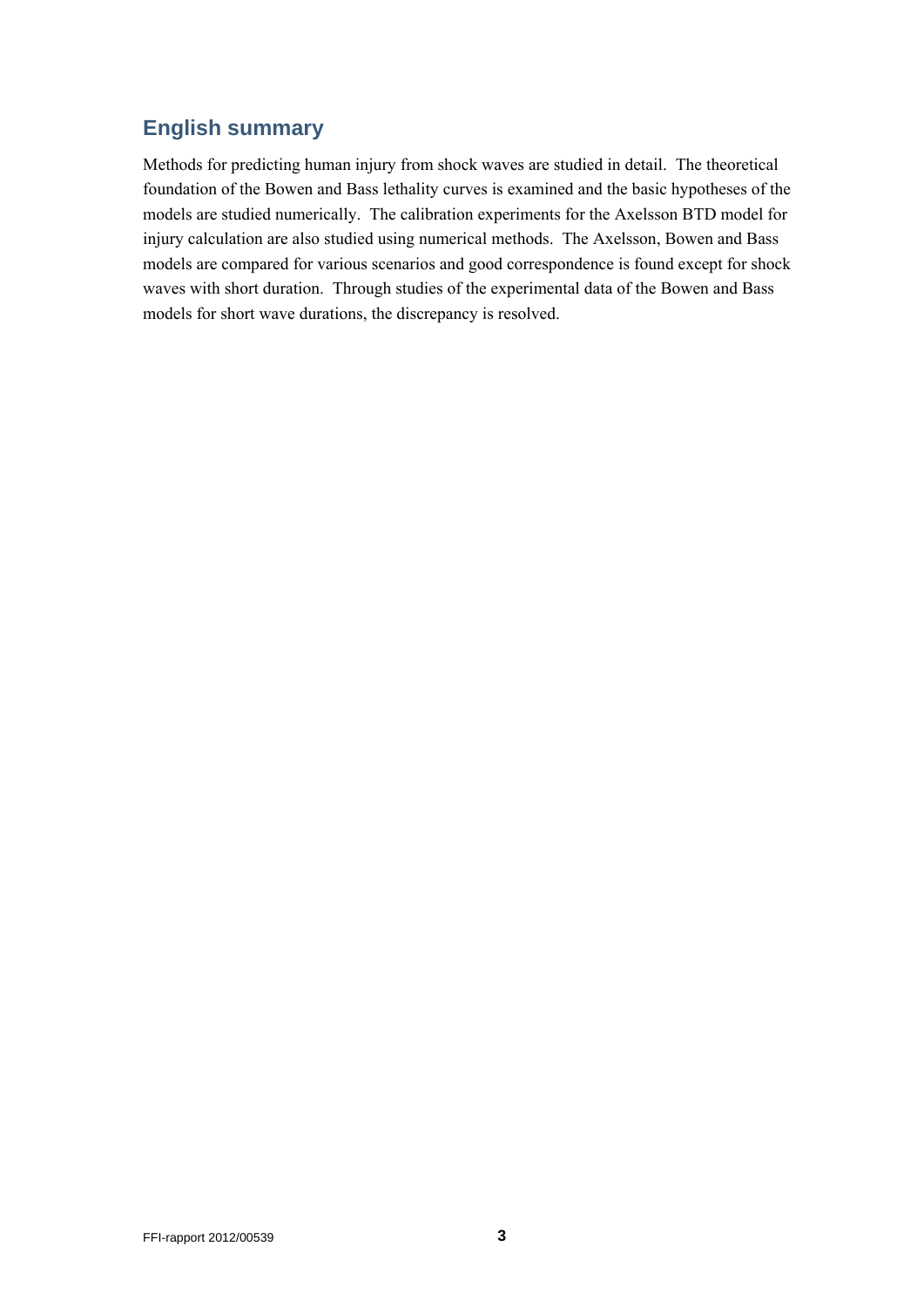## English summary

Methods for predicting human injury from shock waves are studied in detail. The theoretical foundation of the Bowen and Bass lethality curves is examined and the basic hypotheses of the models are studied numerically. The calibration experiments for the Axelsson BTD model for injury calculation are also studied using numerical methods. The Axelsson, Bowen and Bass models are compared for various scenarios and good correspondence is found except for shock waves with short duration. Through studies of the experimental data of the Bowen and Bass models for short wave durations, the discrepancy is resolved.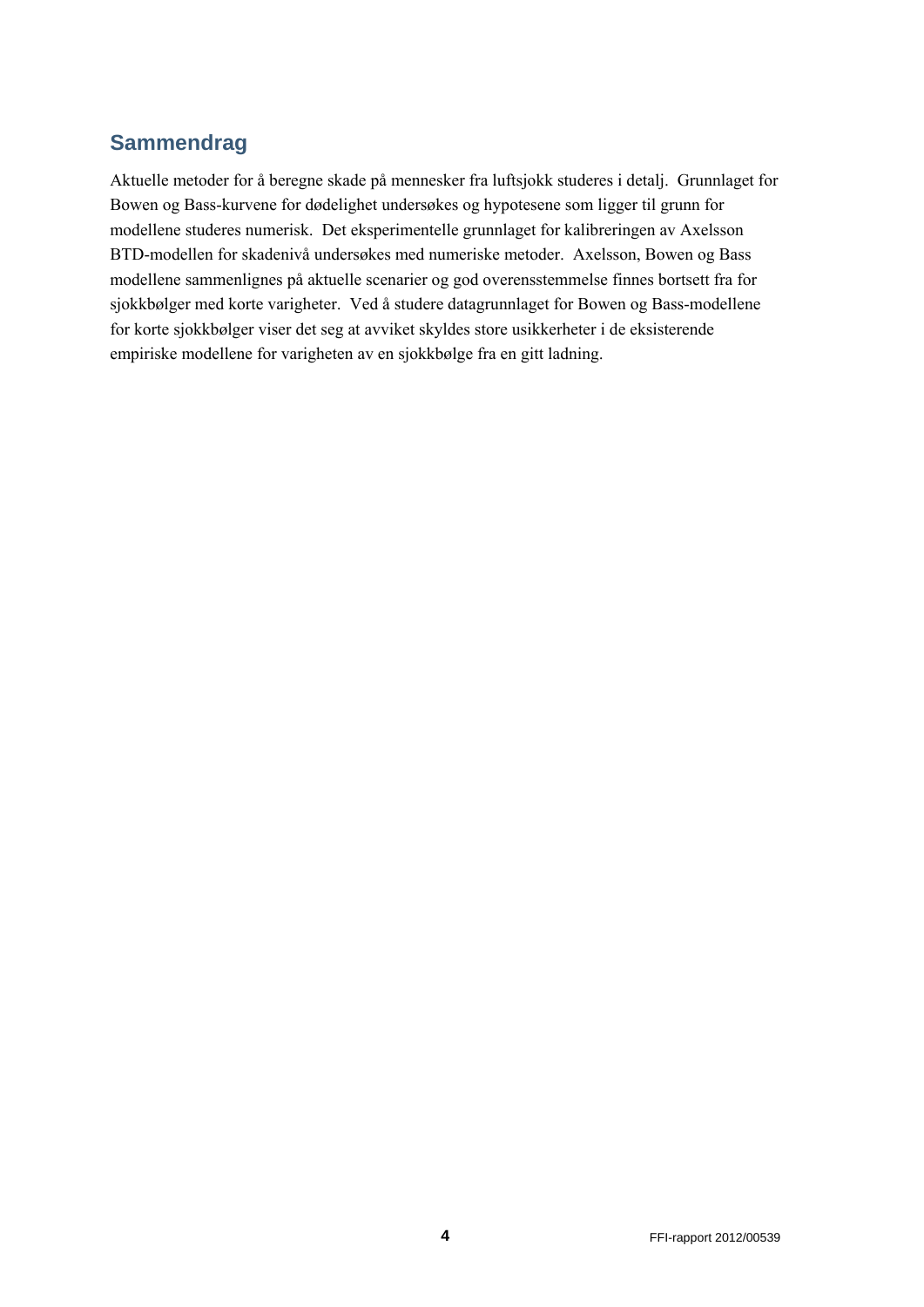## Sammendrag

Aktuelle metoder for å beregne skade på mennesker fra luftsjokk studeres i detalj. Grunnlaget for Bowen og Bass-kurvene for dødelighet undersøkes og hypotesene som ligger til grunn for modellene studeres numerisk. Det eksperimentelle grunnlaget for kalibreringen av Axelsson BTD-modellen for skadenivå undersøkes med numeriske metoder. Axelsson, Bowen og Bass modellene sammenlignes på aktuelle scenarier og god overensstemmelse finnes bortsett fra for sjokkbølger med korte varigheter. Ved å studere datagrunnlaget for Bowen og Bass-modellene for korte sjokkbølger viser det seg at avviket skyldes store usikkerheter i de eksisterende empiriske modellene for varigheten av en sjokkbølge fra en gitt ladning.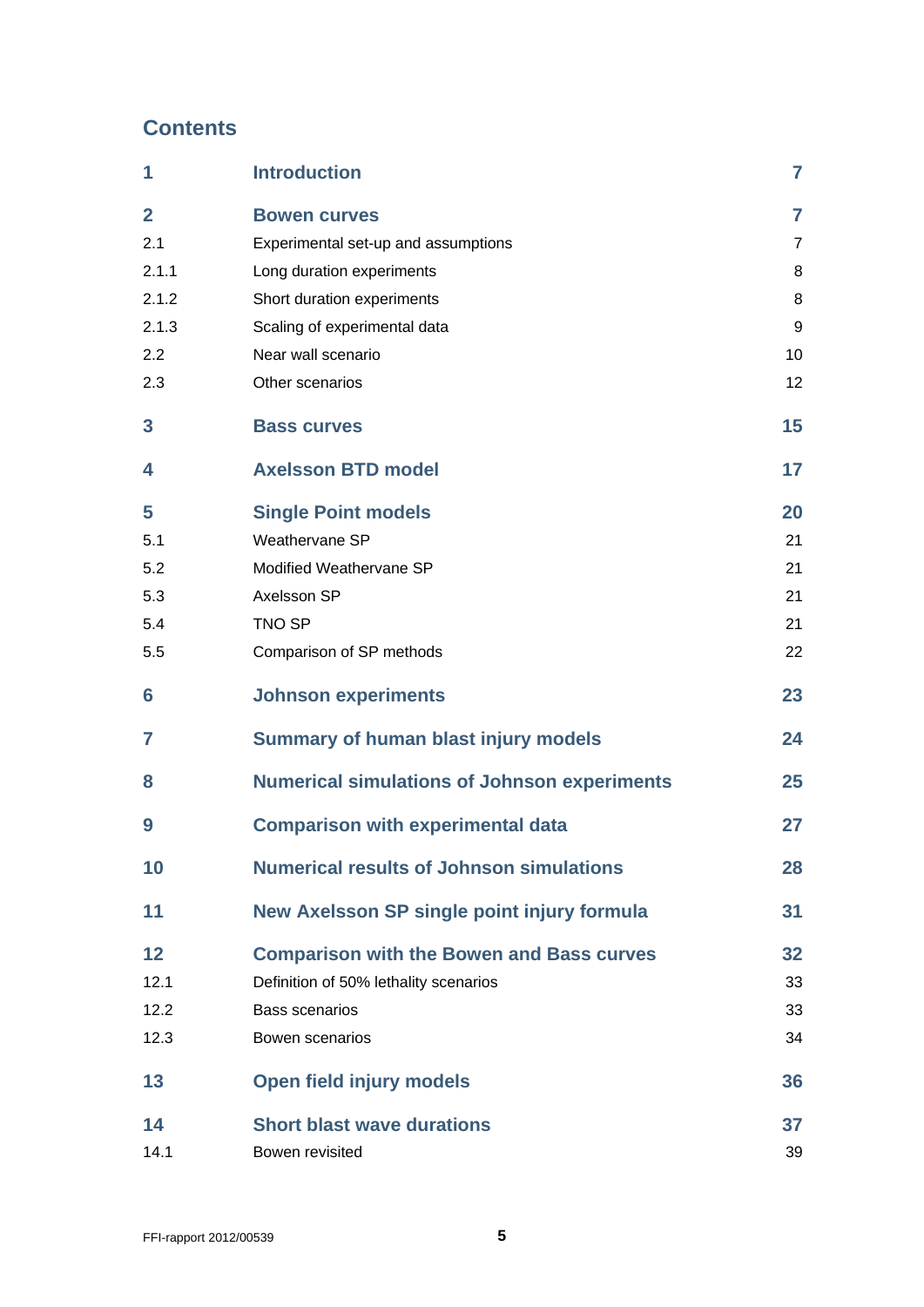## Contents

| | | |
|---|---|---|
| **1** | **Introduction** | **7** |
| **2** | **Bowen curves** | **7** |
| 2.1 | Experimental set-up and assumptions | 7 |
| 2.1.1 | Long duration experiments | 8 |
| 2.1.2 | Short duration experiments | 8 |
| 2.1.3 | Scaling of experimental data | 9 |
| 2.2 | Near wall scenario | 10 |
| 2.3 | Other scenarios | 12 |
| **3** | **Bass curves** | **15** |
| **4** | **Axelsson BTD model** | **17** |
| **5** | **Single Point models** | **20** |
| 5.1 | Weathervane SP | 21 |
| 5.2 | Modified Weathervane SP | 21 |
| 5.3 | Axelsson SP | 21 |
| 5.4 | TNO SP | 21 |
| 5.5 | Comparison of SP methods | 22 |
| **6** | **Johnson experiments** | **23** |
| **7** | **Summary of human blast injury models** | **24** |
| **8** | **Numerical simulations of Johnson experiments** | **25** |
| **9** | **Comparison with experimental data** | **27** |
| **10** | **Numerical results of Johnson simulations** | **28** |
| **11** | **New Axelsson SP single point injury formula** | **31** |
| **12** | **Comparison with the Bowen and Bass curves** | **32** |
| 12.1 | Definition of 50% lethality scenarios | 33 |
| 12.2 | Bass scenarios | 33 |
| 12.3 | Bowen scenarios | 34 |
| **13** | **Open field injury models** | **36** |
| **14** | **Short blast wave durations** | **37** |
| 14.1 | Bowen revisited | 39 |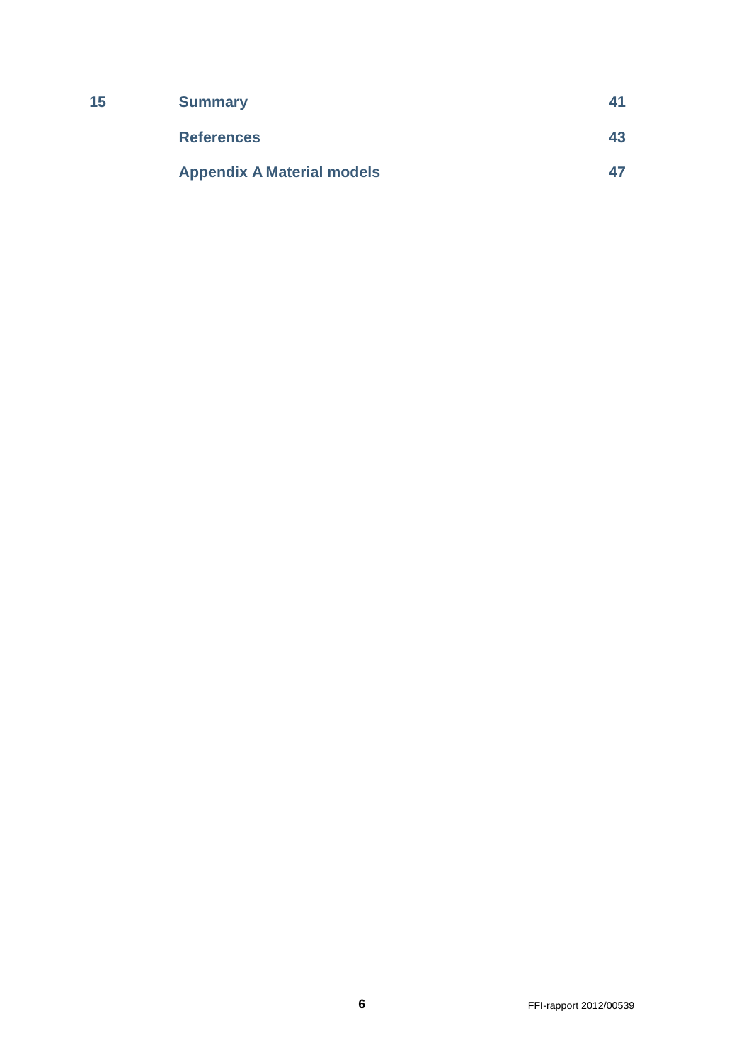| | | |
|---|---|---|
| **15** | **Summary** | **41** |
| | **References** | **43** |
| | **Appendix A Material models** | **47** |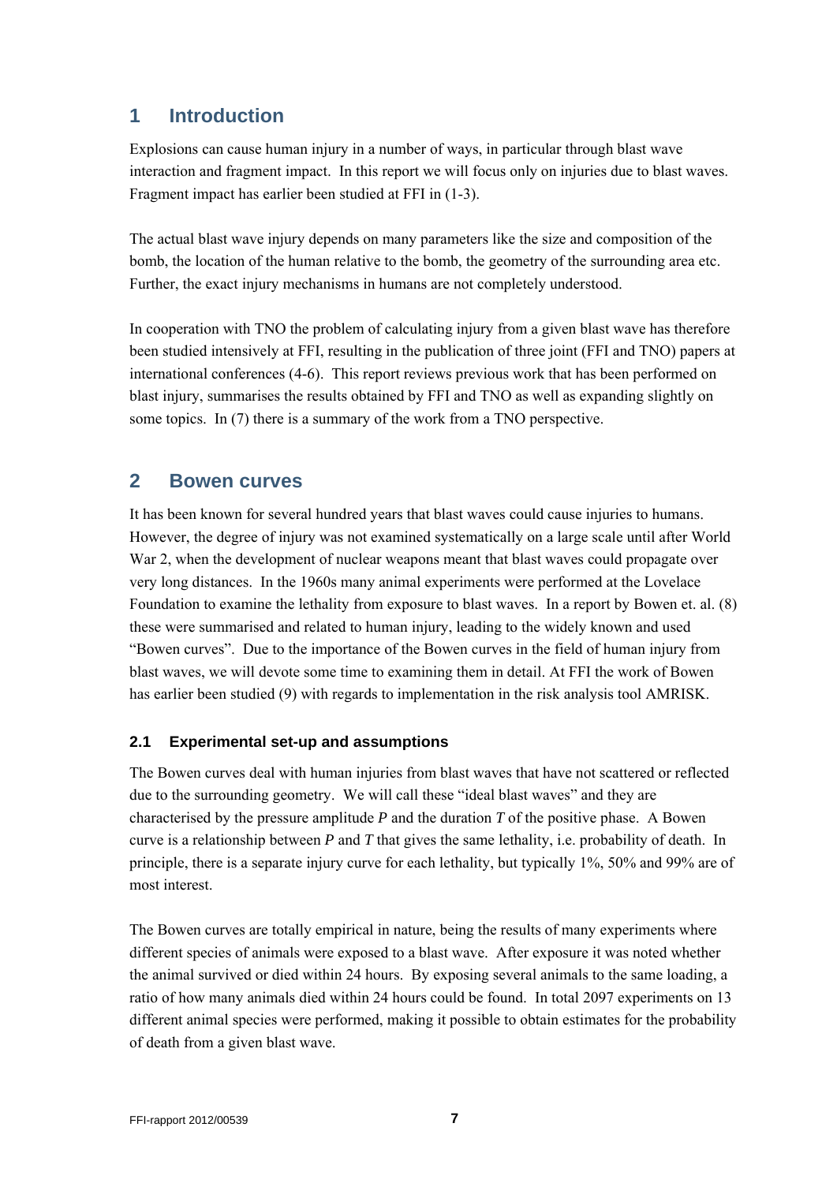# 1 Introduction

Explosions can cause human injury in a number of ways, in particular through blast wave interaction and fragment impact. In this report we will focus only on injuries due to blast waves. Fragment impact has earlier been studied at FFI in (1-3).

The actual blast wave injury depends on many parameters like the size and composition of the bomb, the location of the human relative to the bomb, the geometry of the surrounding area etc. Further, the exact injury mechanisms in humans are not completely understood.

In cooperation with TNO the problem of calculating injury from a given blast wave has therefore been studied intensively at FFI, resulting in the publication of three joint (FFI and TNO) papers at international conferences (4-6). This report reviews previous work that has been performed on blast injury, summarises the results obtained by FFI and TNO as well as expanding slightly on some topics. In (7) there is a summary of the work from a TNO perspective.

# 2 Bowen curves

It has been known for several hundred years that blast waves could cause injuries to humans. However, the degree of injury was not examined systematically on a large scale until after World War 2, when the development of nuclear weapons meant that blast waves could propagate over very long distances. In the 1960s many animal experiments were performed at the Lovelace Foundation to examine the lethality from exposure to blast waves. In a report by Bowen et. al. (8) these were summarised and related to human injury, leading to the widely known and used "Bowen curves". Due to the importance of the Bowen curves in the field of human injury from blast waves, we will devote some time to examining them in detail. At FFI the work of Bowen has earlier been studied (9) with regards to implementation in the risk analysis tool AMRISK.

## 2.1 Experimental set-up and assumptions

The Bowen curves deal with human injuries from blast waves that have not scattered or reflected due to the surrounding geometry. We will call these "ideal blast waves" and they are characterised by the pressure amplitude $P$ and the duration $T$ of the positive phase. A Bowen curve is a relationship between $P$ and $T$ that gives the same lethality, i.e. probability of death. In principle, there is a separate injury curve for each lethality, but typically 1%, 50% and 99% are of most interest.

The Bowen curves are totally empirical in nature, being the results of many experiments where different species of animals were exposed to a blast wave. After exposure it was noted whether the animal survived or died within 24 hours. By exposing several animals to the same loading, a ratio of how many animals died within 24 hours could be found. In total 2097 experiments on 13 different animal species were performed, making it possible to obtain estimates for the probability of death from a given blast wave.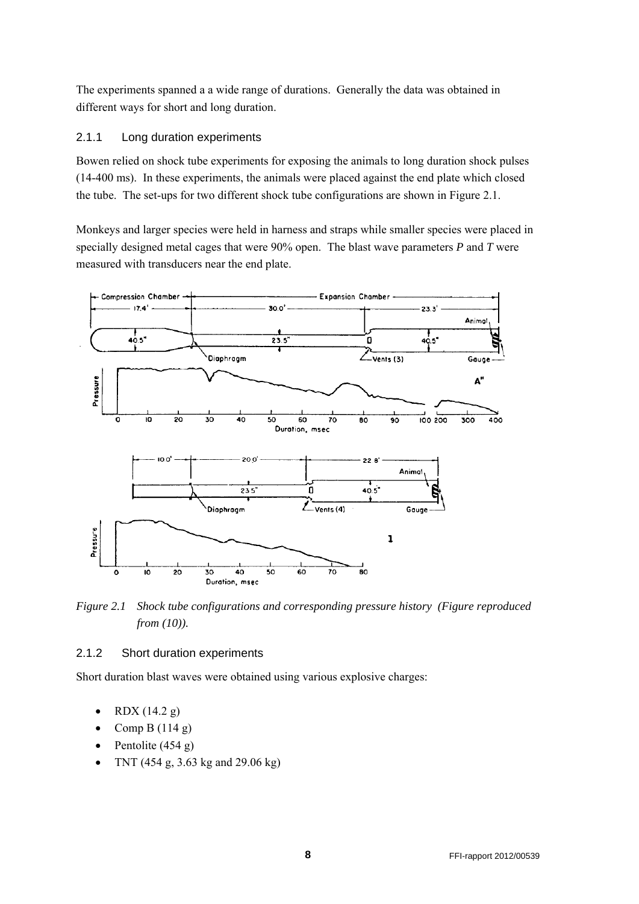The experiments spanned a a wide range of durations. Generally the data was obtained in different ways for short and long duration.

### 2.1.1 Long duration experiments

Bowen relied on shock tube experiments for exposing the animals to long duration shock pulses (14-400 ms). In these experiments, the animals were placed against the end plate which closed the tube. The set-ups for two different shock tube configurations are shown in Figure 2.1.

Monkeys and larger species were held in harness and straps while smaller species were placed in specially designed metal cages that were 90% open. The blast wave parameters *P* and *T* were measured with transducers near the end plate.

*Figure 2.1 Shock tube configurations and corresponding pressure history (Figure reproduced from (10)).*

### 2.1.2 Short duration experiments

Short duration blast waves were obtained using various explosive charges:

- RDX (14.2 g)
- Comp B (114 g)
- Pentolite (454 g)
- TNT (454 g, 3.63 kg and 29.06 kg)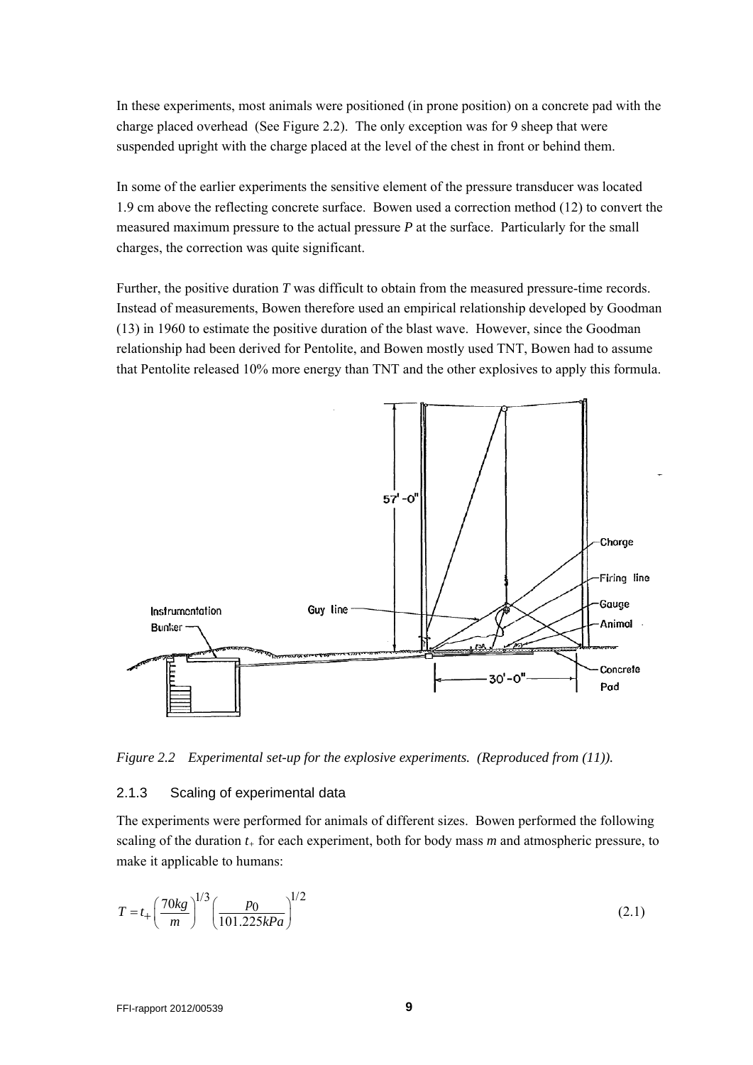In these experiments, most animals were positioned (in prone position) on a concrete pad with the charge placed overhead (See Figure 2.2). The only exception was for 9 sheep that were suspended upright with the charge placed at the level of the chest in front or behind them.

In some of the earlier experiments the sensitive element of the pressure transducer was located 1.9 cm above the reflecting concrete surface. Bowen used a correction method (12) to convert the measured maximum pressure to the actual pressure *P* at the surface. Particularly for the small charges, the correction was quite significant.

Further, the positive duration *T* was difficult to obtain from the measured pressure-time records. Instead of measurements, Bowen therefore used an empirical relationship developed by Goodman (13) in 1960 to estimate the positive duration of the blast wave. However, since the Goodman relationship had been derived for Pentolite, and Bowen mostly used TNT, Bowen had to assume that Pentolite released 10% more energy than TNT and the other explosives to apply this formula.

*Figure 2.2 Experimental set-up for the explosive experiments. (Reproduced from (11)).*

### 2.1.3 Scaling of experimental data

The experiments were performed for animals of different sizes. Bowen performed the following scaling of the duration $t_+$ for each experiment, both for body mass $m$ and atmospheric pressure, to make it applicable to humans:

$$T = t_+ \left( \frac{70kg}{m} \right)^{1/3} \left( \frac{p_0}{101.225kPa} \right)^{1/2} \tag{2.1}$$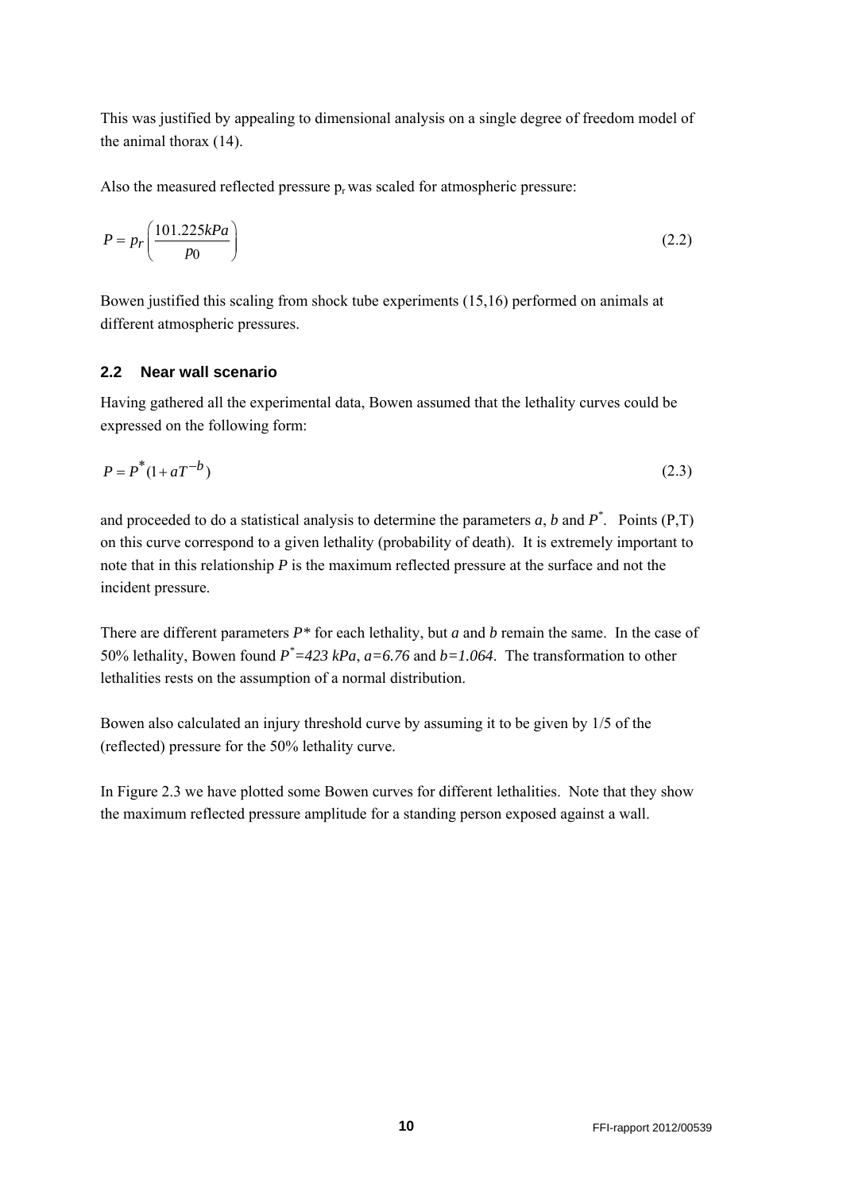This was justified by appealing to dimensional analysis on a single degree of freedom model of the animal thorax (14).

Also the measured reflected pressure $p_r$ was scaled for atmospheric pressure:

$$P = p_r\left(\frac{101.225kPa}{p_0}\right) \tag{2.2}$$

Bowen justified this scaling from shock tube experiments (15,16) performed on animals at different atmospheric pressures.

### 2.2 Near wall scenario

Having gathered all the experimental data, Bowen assumed that the lethality curves could be expressed on the following form:

$$P = P^*(1 + aT^{-b}) \tag{2.3}$$

and proceeded to do a statistical analysis to determine the parameters $a$, $b$ and $P^*$. Points (P,T) on this curve correspond to a given lethality (probability of death). It is extremely important to note that in this relationship $P$ is the maximum reflected pressure at the surface and not the incident pressure.

There are different parameters $P^*$ for each lethality, but $a$ and $b$ remain the same. In the case of 50% lethality, Bowen found $P^*=423\ kPa$, $a=6.76$ and $b=1.064$. The transformation to other lethalities rests on the assumption of a normal distribution.

Bowen also calculated an injury threshold curve by assuming it to be given by 1/5 of the (reflected) pressure for the 50% lethality curve.

In Figure 2.3 we have plotted some Bowen curves for different lethalities. Note that they show the maximum reflected pressure amplitude for a standing person exposed against a wall.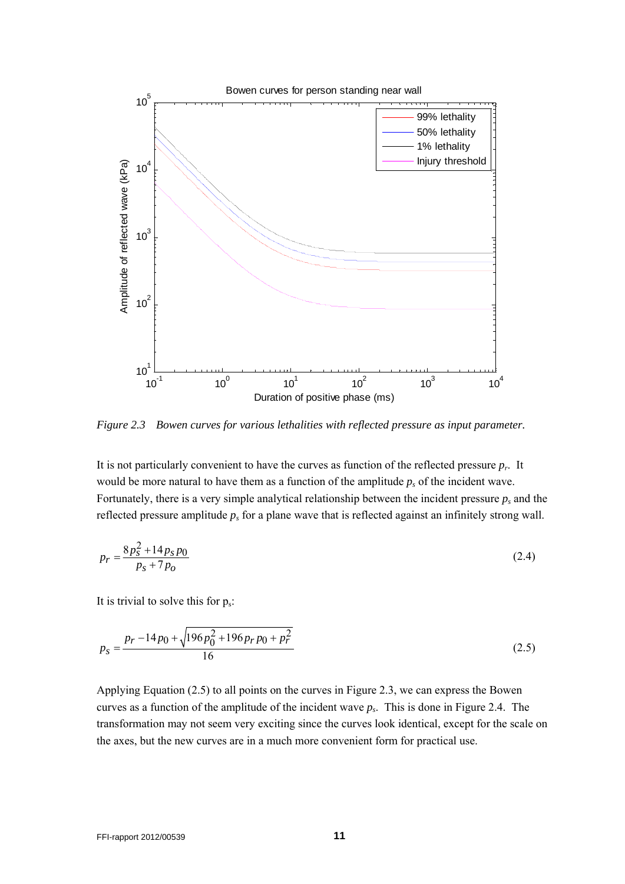*Figure 2.3 Bowen curves for various lethalities with reflected pressure as input parameter.*

It is not particularly convenient to have the curves as function of the reflected pressure $p_r$. It would be more natural to have them as a function of the amplitude $p_s$ of the incident wave. Fortunately, there is a very simple analytical relationship between the incident pressure $p_s$ and the reflected pressure amplitude $p_s$ for a plane wave that is reflected against an infinitely strong wall.

$$p_r = \frac{8p_s^2 + 14p_s p_0}{p_s + 7p_o} \tag{2.4}$$

It is trivial to solve this for $p_s$:

$$p_s = \frac{p_r - 14p_0 + \sqrt{196p_0^2 + 196p_r p_0 + p_r^2}}{16} \tag{2.5}$$

Applying Equation (2.5) to all points on the curves in Figure 2.3, we can express the Bowen curves as a function of the amplitude of the incident wave $p_s$. This is done in Figure 2.4. The transformation may not seem very exciting since the curves look identical, except for the scale on the axes, but the new curves are in a much more convenient form for practical use.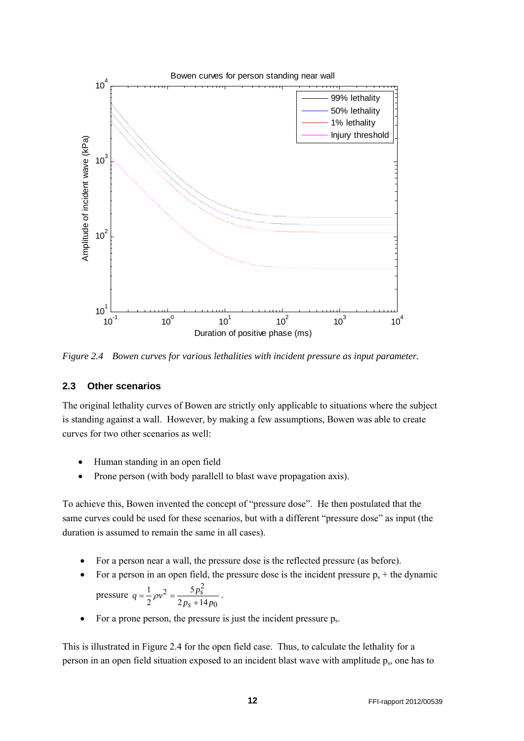*Figure 2.4 Bowen curves for various lethalities with incident pressure as input parameter.*

### 2.3 Other scenarios

The original lethality curves of Bowen are strictly only applicable to situations where the subject is standing against a wall. However, by making a few assumptions, Bowen was able to create curves for two other scenarios as well:

- Human standing in an open field
- Prone person (with body parallell to blast wave propagation axis).

To achieve this, Bowen invented the concept of "pressure dose". He then postulated that the same curves could be used for these scenarios, but with a different "pressure dose" as input (the duration is assumed to remain the same in all cases).

- For a person near a wall, the pressure dose is the reflected pressure (as before).
- For a person in an open field, the pressure dose is the incident pressure $p_s$ + the dynamic pressure $q = \frac{1}{2}\rho v^2 = \frac{5p_s^2}{2p_s + 14p_0}$.
- For a prone person, the pressure is just the incident pressure $p_s$.

This is illustrated in Figure 2.4 for the open field case. Thus, to calculate the lethality for a person in an open field situation exposed to an incident blast wave with amplitude $p_s$, one has to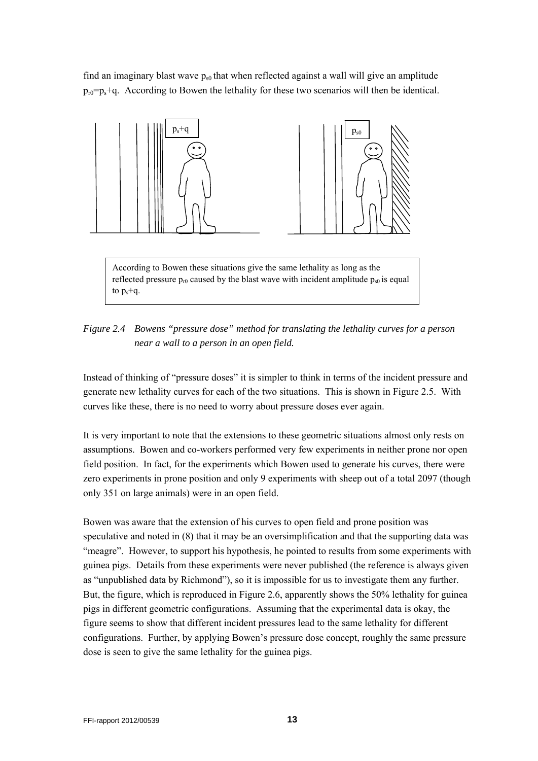find an imaginary blast wave $p_{s0}$ that when reflected against a wall will give an amplitude $p_{r0}=p_s+q$. According to Bowen the lethality for these two scenarios will then be identical.

$p_s+q$

$p_{s0}$

According to Bowen these situations give the same lethality as long as the reflected pressure $p_{r0}$ caused by the blast wave with incident amplitude $p_{s0}$ is equal to $p_s+q$.

*Figure 2.4 Bowens "pressure dose" method for translating the lethality curves for a person near a wall to a person in an open field.*

Instead of thinking of "pressure doses" it is simpler to think in terms of the incident pressure and generate new lethality curves for each of the two situations. This is shown in Figure 2.5. With curves like these, there is no need to worry about pressure doses ever again.

It is very important to note that the extensions to these geometric situations almost only rests on assumptions. Bowen and co-workers performed very few experiments in neither prone nor open field position. In fact, for the experiments which Bowen used to generate his curves, there were zero experiments in prone position and only 9 experiments with sheep out of a total 2097 (though only 351 on large animals) were in an open field.

Bowen was aware that the extension of his curves to open field and prone position was speculative and noted in (8) that it may be an oversimplification and that the supporting data was "meagre". However, to support his hypothesis, he pointed to results from some experiments with guinea pigs. Details from these experiments were never published (the reference is always given as "unpublished data by Richmond"), so it is impossible for us to investigate them any further. But, the figure, which is reproduced in Figure 2.6, apparently shows the 50% lethality for guinea pigs in different geometric configurations. Assuming that the experimental data is okay, the figure seems to show that different incident pressures lead to the same lethality for different configurations. Further, by applying Bowen's pressure dose concept, roughly the same pressure dose is seen to give the same lethality for the guinea pigs.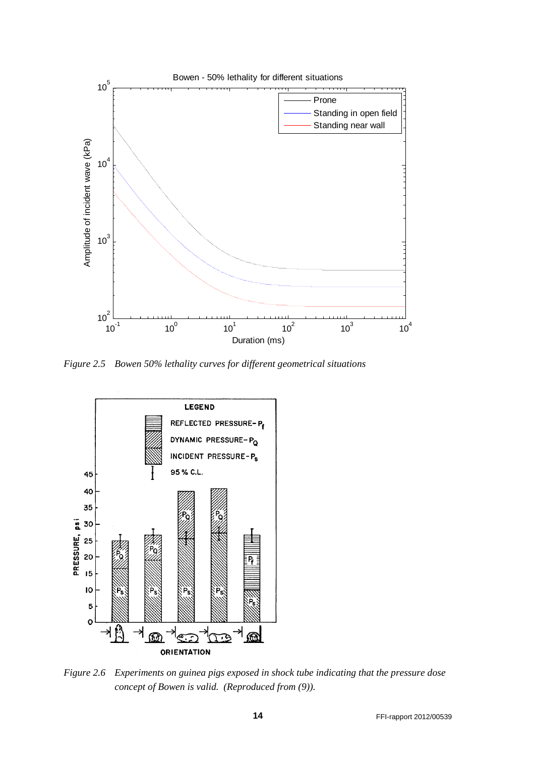*Figure 2.5 Bowen 50% lethality curves for different geometrical situations*

*Figure 2.6 Experiments on guinea pigs exposed in shock tube indicating that the pressure dose concept of Bowen is valid. (Reproduced from (9)).*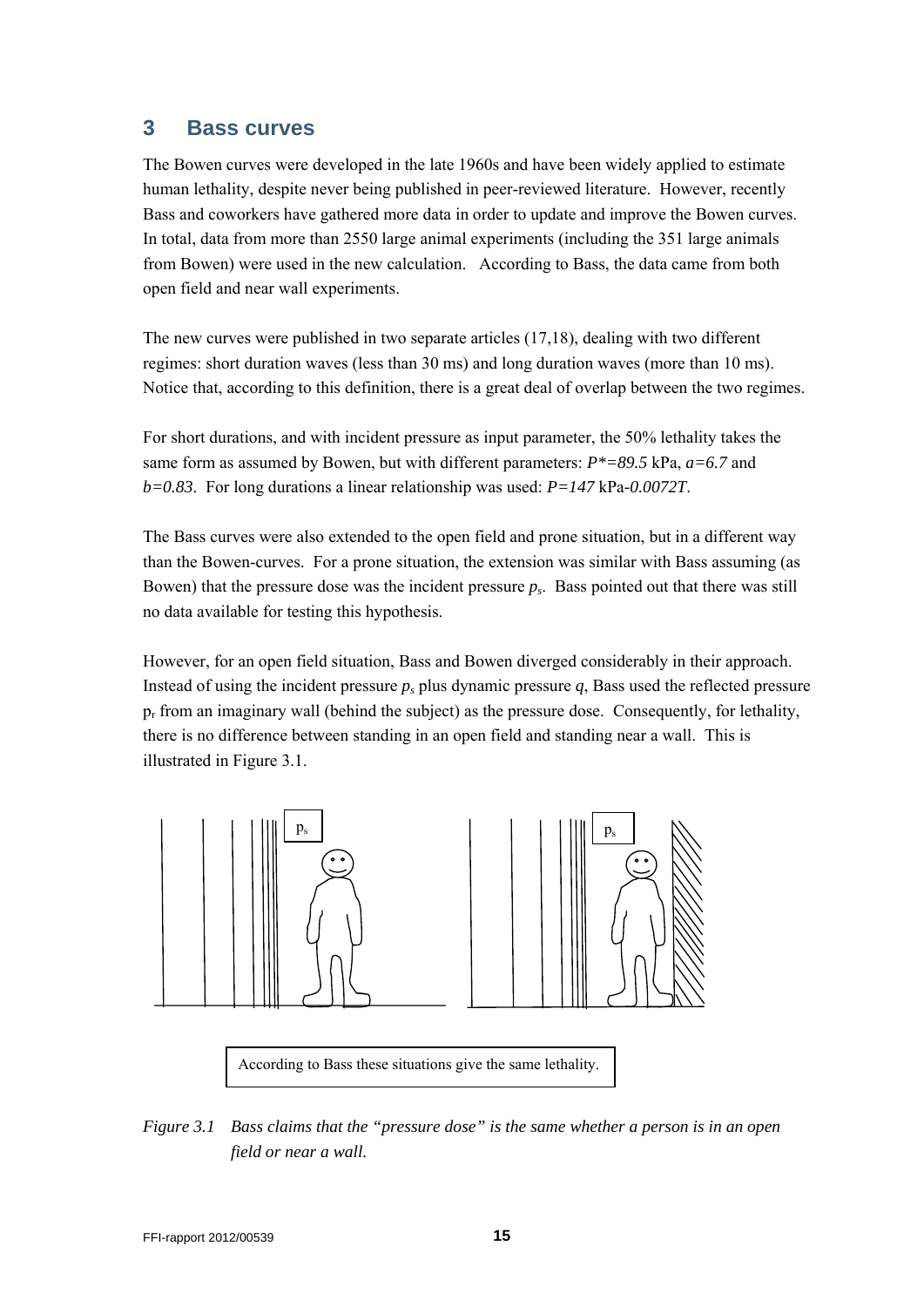## 3 Bass curves

The Bowen curves were developed in the late 1960s and have been widely applied to estimate human lethality, despite never being published in peer-reviewed literature. However, recently Bass and coworkers have gathered more data in order to update and improve the Bowen curves. In total, data from more than 2550 large animal experiments (including the 351 large animals from Bowen) were used in the new calculation. According to Bass, the data came from both open field and near wall experiments.

The new curves were published in two separate articles (17,18), dealing with two different regimes: short duration waves (less than 30 ms) and long duration waves (more than 10 ms). Notice that, according to this definition, there is a great deal of overlap between the two regimes.

For short durations, and with incident pressure as input parameter, the 50% lethality takes the same form as assumed by Bowen, but with different parameters: $P^*=89.5$ kPa, $a=6.7$ and $b=0.83$. For long durations a linear relationship was used: $P=147$ kPa$-0.0072T$.

The Bass curves were also extended to the open field and prone situation, but in a different way than the Bowen-curves. For a prone situation, the extension was similar with Bass assuming (as Bowen) that the pressure dose was the incident pressure $p_s$. Bass pointed out that there was still no data available for testing this hypothesis.

However, for an open field situation, Bass and Bowen diverged considerably in their approach. Instead of using the incident pressure $p_s$ plus dynamic pressure $q$, Bass used the reflected pressure $p_r$ from an imaginary wall (behind the subject) as the pressure dose. Consequently, for lethality, there is no difference between standing in an open field and standing near a wall. This is illustrated in Figure 3.1.

$p_s$ $p_s$

According to Bass these situations give the same lethality.

*Figure 3.1 Bass claims that the "pressure dose" is the same whether a person is in an open field or near a wall.*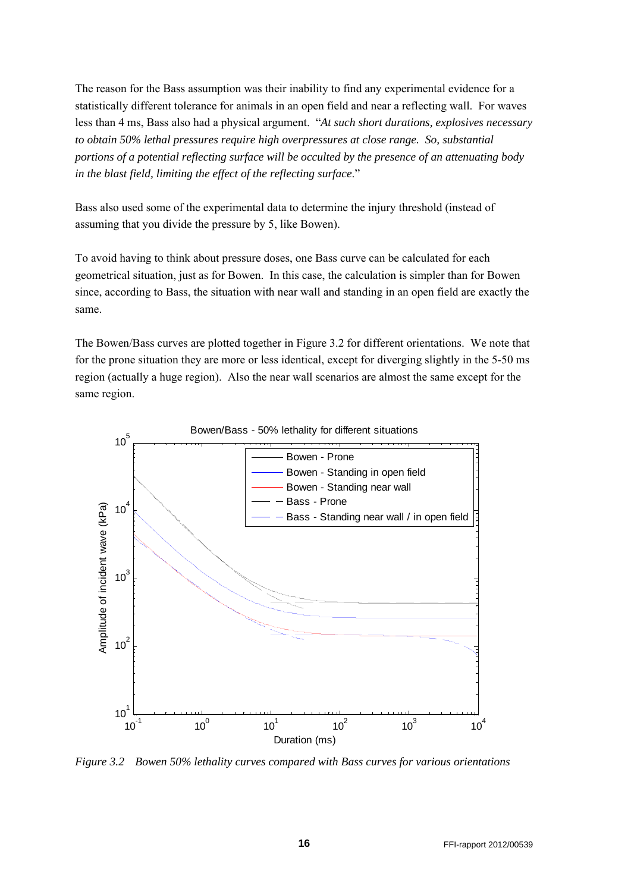The reason for the Bass assumption was their inability to find any experimental evidence for a statistically different tolerance for animals in an open field and near a reflecting wall. For waves less than 4 ms, Bass also had a physical argument. "*At such short durations, explosives necessary to obtain 50% lethal pressures require high overpressures at close range. So, substantial portions of a potential reflecting surface will be occulted by the presence of an attenuating body in the blast field, limiting the effect of the reflecting surface*."

Bass also used some of the experimental data to determine the injury threshold (instead of assuming that you divide the pressure by 5, like Bowen).

To avoid having to think about pressure doses, one Bass curve can be calculated for each geometrical situation, just as for Bowen. In this case, the calculation is simpler than for Bowen since, according to Bass, the situation with near wall and standing in an open field are exactly the same.

The Bowen/Bass curves are plotted together in Figure 3.2 for different orientations. We note that for the prone situation they are more or less identical, except for diverging slightly in the 5-50 ms region (actually a huge region). Also the near wall scenarios are almost the same except for the same region.

*Figure 3.2 Bowen 50% lethality curves compared with Bass curves for various orientations*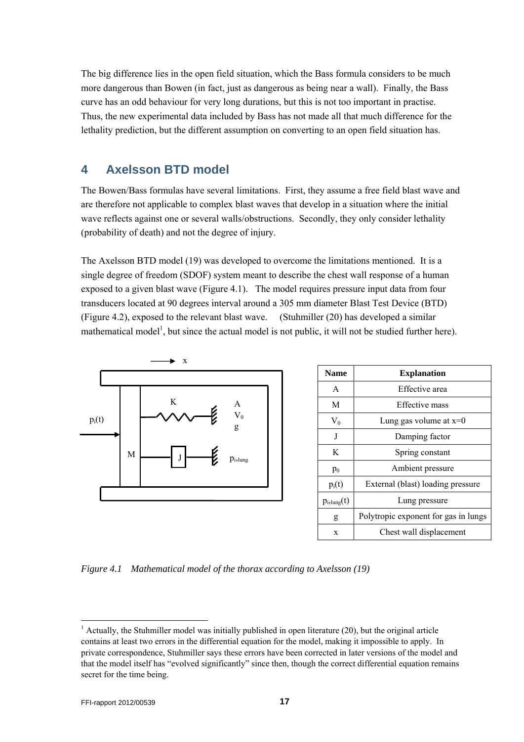The big difference lies in the open field situation, which the Bass formula considers to be much more dangerous than Bowen (in fact, just as dangerous as being near a wall). Finally, the Bass curve has an odd behaviour for very long durations, but this is not too important in practise. Thus, the new experimental data included by Bass has not made all that much difference for the lethality prediction, but the different assumption on converting to an open field situation has.

## 4 Axelsson BTD model

The Bowen/Bass formulas have several limitations. First, they assume a free field blast wave and are therefore not applicable to complex blast waves that develop in a situation where the initial wave reflects against one or several walls/obstructions. Secondly, they only consider lethality (probability of death) and not the degree of injury.

The Axelsson BTD model (19) was developed to overcome the limitations mentioned. It is a single degree of freedom (SDOF) system meant to describe the chest wall response of a human exposed to a given blast wave (Figure 4.1). The model requires pressure input data from four transducers located at 90 degrees interval around a 305 mm diameter Blast Test Device (BTD) (Figure 4.2), exposed to the relevant blast wave. (Stuhmiller (20) has developed a similar mathematical model[1], but since the actual model is not public, it will not be studied further here).

| Name | Explanation |
| --- | --- |
| $A$ | Effective area |
| $M$ | Effective mass |
| $V_0$ | Lung gas volume at x=0 |
| $J$ | Damping factor |
| $K$ | Spring constant |
| $p_0$ | Ambient pressure |
| $p_i(t)$ | External (blast) loading pressure |
| $p_{i,lung}(t)$ | Lung pressure |
| $g$ | Polytropic exponent for gas in lungs |
| $x$ | Chest wall displacement |

*Figure 4.1 Mathematical model of the thorax according to Axelsson (19)*

[1] Actually, the Stuhmiller model was initially published in open literature (20), but the original article contains at least two errors in the differential equation for the model, making it impossible to apply. In private correspondence, Stuhmiller says these errors have been corrected in later versions of the model and that the model itself has "evolved significantly" since then, though the correct differential equation remains secret for the time being.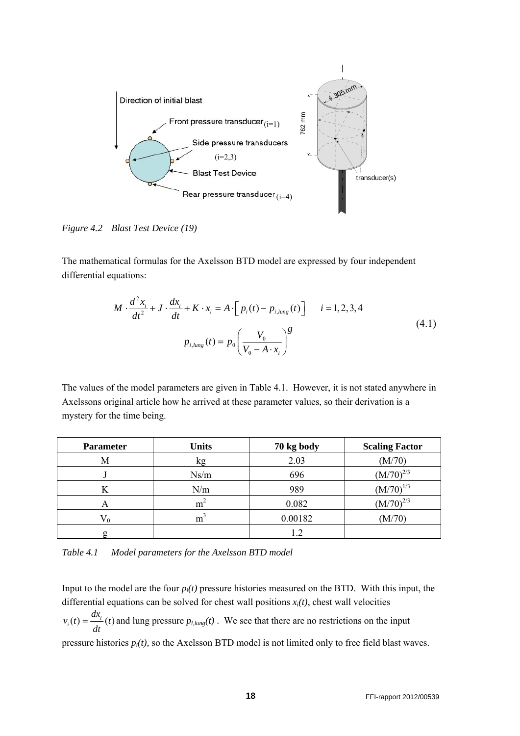Direction of initial blast

Front pressure transducer (i=1)

Side pressure transducers (i=2,3)

Blast Test Device

Rear pressure transducer (i=4)

305 mm

762 mm

transducer(s)

*Figure 4.2 Blast Test Device (19)*

The mathematical formulas for the Axelsson BTD model are expressed by four independent differential equations:

$$
\begin{gathered}
M \cdot \frac{d^2 x_i}{dt^2} + J \cdot \frac{dx_i}{dt} + K \cdot x_i = A \cdot \left[ p_i(t) - p_{i,lung}(t) \right] \qquad i = 1,2,3,4 \\
p_{i,lung}(t) = p_0 \left( \frac{V_0}{V_0 - A \cdot x_i} \right)^{g}
\end{gathered}
\tag{4.1}
$$

The values of the model parameters are given in Table 4.1. However, it is not stated anywhere in Axelssons original article how he arrived at these parameter values, so their derivation is a mystery for the time being.

| Parameter | Units | 70 kg body | Scaling Factor |
|---|---|---|---|
| M | kg | 2.03 | (M/70) |
| J | Ns/m | 696 | $(M/70)^{2/3}$ |
| K | N/m | 989 | $(M/70)^{1/3}$ |
| A | $m^2$ | 0.082 | $(M/70)^{2/3}$ |
| $V_0$ | $m^3$ | 0.00182 | (M/70) |
| g | | 1.2 | |

*Table 4.1 Model parameters for the Axelsson BTD model*

Input to the model are the four $p_i(t)$ pressure histories measured on the BTD. With this input, the differential equations can be solved for chest wall positions $x_i(t)$, chest wall velocities $v_i(t) = \frac{dx_i}{dt}(t)$ and lung pressure $p_{i,lung}(t)$. We see that there are no restrictions on the input pressure histories $p_i(t)$, so the Axelsson BTD model is not limited only to free field blast waves.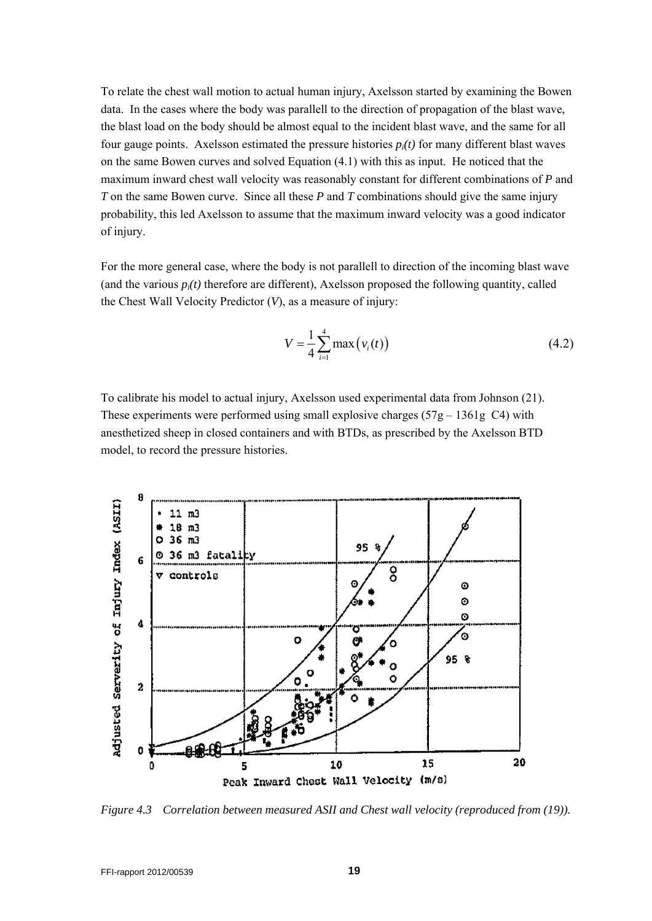To relate the chest wall motion to actual human injury, Axelsson started by examining the Bowen data. In the cases where the body was parallell to the direction of propagation of the blast wave, the blast load on the body should be almost equal to the incident blast wave, and the same for all four gauge points. Axelsson estimated the pressure histories $p_i(t)$ for many different blast waves on the same Bowen curves and solved Equation (4.1) with this as input. He noticed that the maximum inward chest wall velocity was reasonably constant for different combinations of $P$ and $T$ on the same Bowen curve. Since all these $P$ and $T$ combinations should give the same injury probability, this led Axelsson to assume that the maximum inward velocity was a good indicator of injury.

For the more general case, where the body is not parallell to direction of the incoming blast wave (and the various $p_i(t)$ therefore are different), Axelsson proposed the following quantity, called the Chest Wall Velocity Predictor ($V$), as a measure of injury:

$$V = \frac{1}{4}\sum_{i=1}^{4} \max\left(v_i(t)\right) \tag{4.2}$$

To calibrate his model to actual injury, Axelsson used experimental data from Johnson (21). These experiments were performed using small explosive charges (57g – 1361g C4) with anesthetized sheep in closed containers and with BTDs, as prescribed by the Axelsson BTD model, to record the pressure histories.

*Figure 4.3 Correlation between measured ASII and Chest wall velocity (reproduced from (19)).*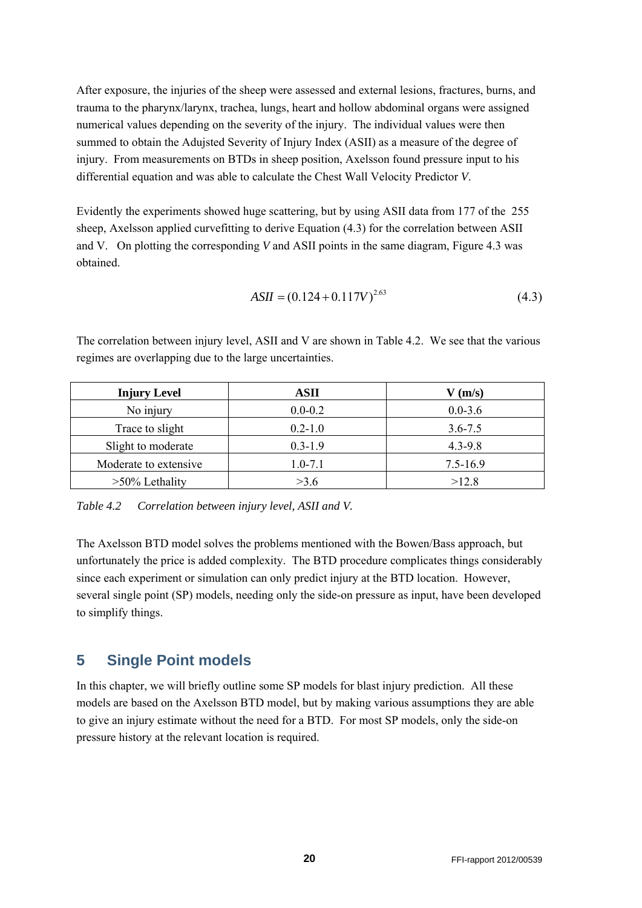After exposure, the injuries of the sheep were assessed and external lesions, fractures, burns, and trauma to the pharynx/larynx, trachea, lungs, heart and hollow abdominal organs were assigned numerical values depending on the severity of the injury. The individual values were then summed to obtain the Adujsted Severity of Injury Index (ASII) as a measure of the degree of injury. From measurements on BTDs in sheep position, Axelsson found pressure input to his differential equation and was able to calculate the Chest Wall Velocity Predictor *V*.

Evidently the experiments showed huge scattering, but by using ASII data from 177 of the 255 sheep, Axelsson applied curvefitting to derive Equation (4.3) for the correlation between ASII and V. On plotting the corresponding *V* and ASII points in the same diagram, Figure 4.3 was obtained.

$$ASII = (0.124 + 0.117V)^{2.63} \tag{4.3}$$

The correlation between injury level, ASII and V are shown in Table 4.2. We see that the various regimes are overlapping due to the large uncertainties.

| Injury Level | ASII | V (m/s) |
|---|---|---|
| No injury | 0.0-0.2 | 0.0-3.6 |
| Trace to slight | 0.2-1.0 | 3.6-7.5 |
| Slight to moderate | 0.3-1.9 | 4.3-9.8 |
| Moderate to extensive | 1.0-7.1 | 7.5-16.9 |
| >50% Lethality | >3.6 | >12.8 |

*Table 4.2 Correlation between injury level, ASII and V.*

The Axelsson BTD model solves the problems mentioned with the Bowen/Bass approach, but unfortunately the price is added complexity. The BTD procedure complicates things considerably since each experiment or simulation can only predict injury at the BTD location. However, several single point (SP) models, needing only the side-on pressure as input, have been developed to simplify things.

## 5 Single Point models

In this chapter, we will briefly outline some SP models for blast injury prediction. All these models are based on the Axelsson BTD model, but by making various assumptions they are able to give an injury estimate without the need for a BTD. For most SP models, only the side-on pressure history at the relevant location is required.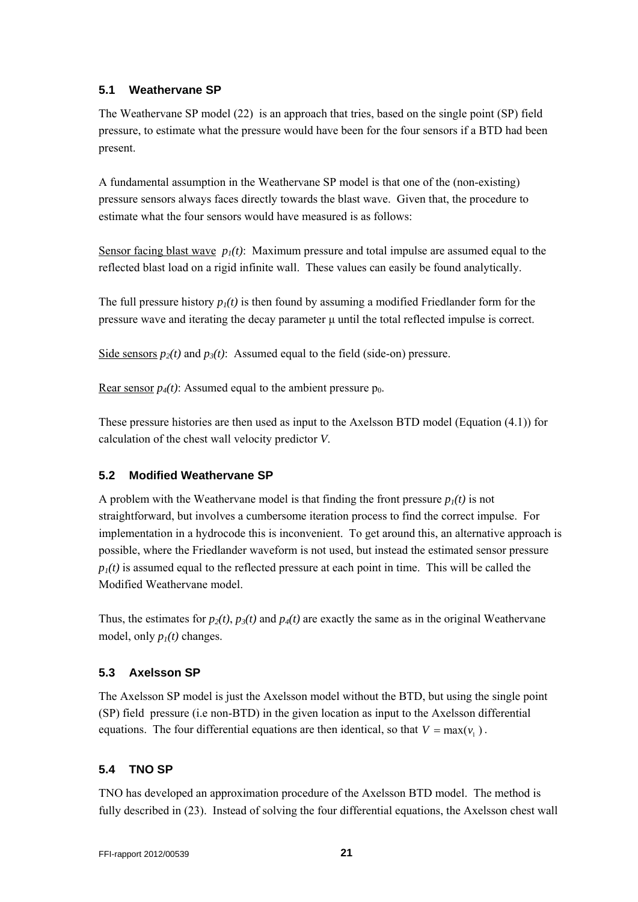### 5.1 Weathervane SP

The Weathervane SP model (22) is an approach that tries, based on the single point (SP) field pressure, to estimate what the pressure would have been for the four sensors if a BTD had been present.

A fundamental assumption in the Weathervane SP model is that one of the (non-existing) pressure sensors always faces directly towards the blast wave. Given that, the procedure to estimate what the four sensors would have measured is as follows:

Sensor facing blast wave $p_1(t)$: Maximum pressure and total impulse are assumed equal to the reflected blast load on a rigid infinite wall. These values can easily be found analytically.

The full pressure history $p_1(t)$ is then found by assuming a modified Friedlander form for the pressure wave and iterating the decay parameter μ until the total reflected impulse is correct.

Side sensors $p_2(t)$ and $p_3(t)$: Assumed equal to the field (side-on) pressure.

Rear sensor $p_4(t)$: Assumed equal to the ambient pressure $p_0$.

These pressure histories are then used as input to the Axelsson BTD model (Equation (4.1)) for calculation of the chest wall velocity predictor *V*.

### 5.2 Modified Weathervane SP

A problem with the Weathervane model is that finding the front pressure $p_1(t)$ is not straightforward, but involves a cumbersome iteration process to find the correct impulse. For implementation in a hydrocode this is inconvenient. To get around this, an alternative approach is possible, where the Friedlander waveform is not used, but instead the estimated sensor pressure $p_1(t)$ is assumed equal to the reflected pressure at each point in time. This will be called the Modified Weathervane model.

Thus, the estimates for $p_2(t)$, $p_3(t)$ and $p_4(t)$ are exactly the same as in the original Weathervane model, only $p_1(t)$ changes.

### 5.3 Axelsson SP

The Axelsson SP model is just the Axelsson model without the BTD, but using the single point (SP) field pressure (i.e non-BTD) in the given location as input to the Axelsson differential equations. The four differential equations are then identical, so that $V = \max(v_1)$.

### 5.4 TNO SP

TNO has developed an approximation procedure of the Axelsson BTD model. The method is fully described in (23). Instead of solving the four differential equations, the Axelsson chest wall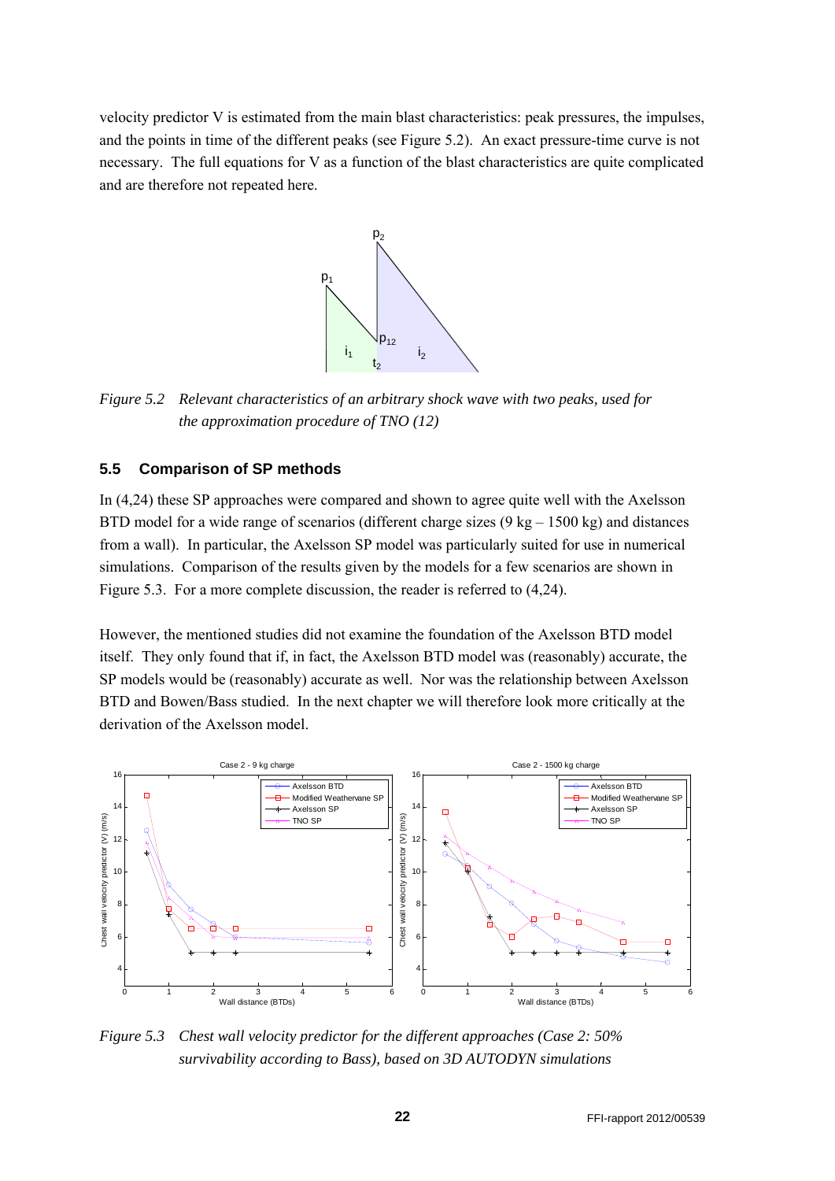velocity predictor V is estimated from the main blast characteristics: peak pressures, the impulses, and the points in time of the different peaks (see Figure 5.2). An exact pressure-time curve is not necessary. The full equations for V as a function of the blast characteristics are quite complicated and are therefore not repeated here.

*Figure 5.2 Relevant characteristics of an arbitrary shock wave with two peaks, used for the approximation procedure of TNO (12)*

### 5.5 Comparison of SP methods

In (4,24) these SP approaches were compared and shown to agree quite well with the Axelsson BTD model for a wide range of scenarios (different charge sizes (9 kg – 1500 kg) and distances from a wall). In particular, the Axelsson SP model was particularly suited for use in numerical simulations. Comparison of the results given by the models for a few scenarios are shown in Figure 5.3. For a more complete discussion, the reader is referred to (4,24).

However, the mentioned studies did not examine the foundation of the Axelsson BTD model itself. They only found that if, in fact, the Axelsson BTD model was (reasonably) accurate, the SP models would be (reasonably) accurate as well. Nor was the relationship between Axelsson BTD and Bowen/Bass studied. In the next chapter we will therefore look more critically at the derivation of the Axelsson model.

*Figure 5.3 Chest wall velocity predictor for the different approaches (Case 2: 50% survivability according to Bass), based on 3D AUTODYN simulations*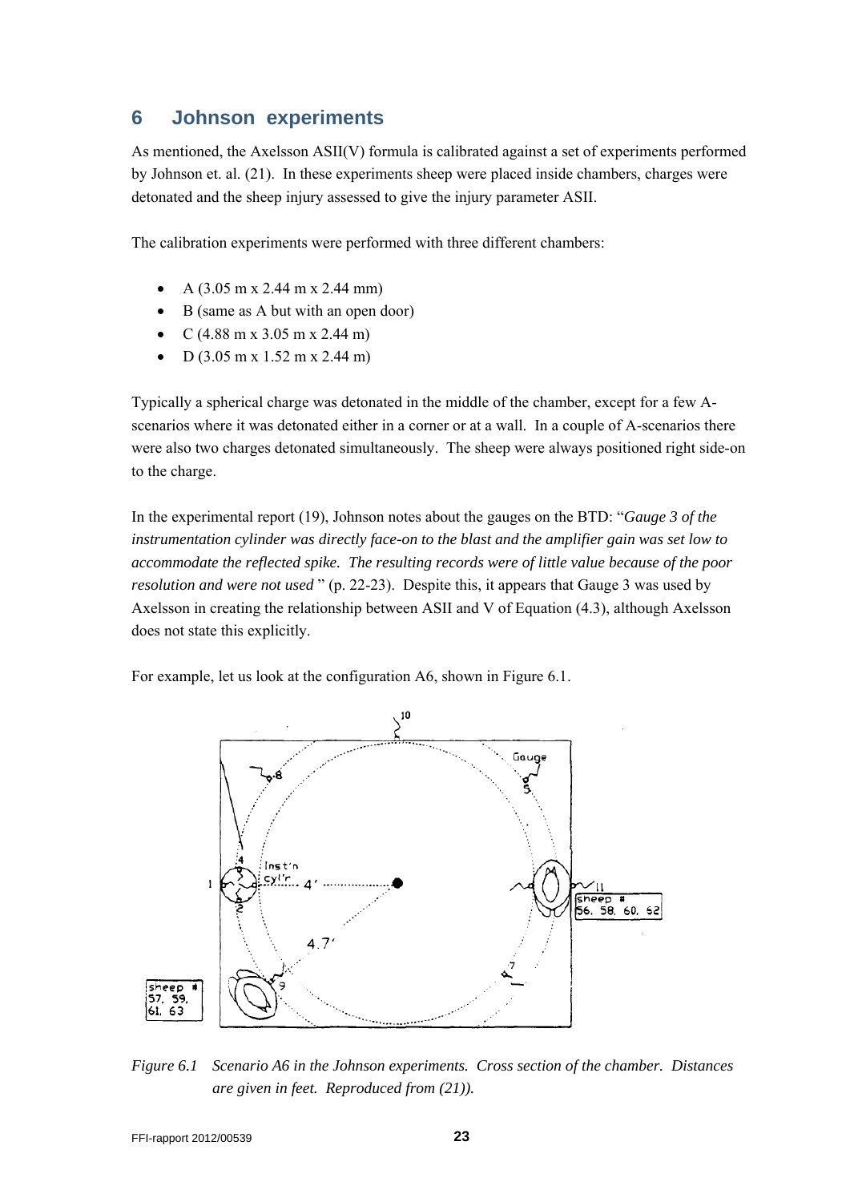## 6 Johnson experiments

As mentioned, the Axelsson ASII(V) formula is calibrated against a set of experiments performed by Johnson et. al. (21). In these experiments sheep were placed inside chambers, charges were detonated and the sheep injury assessed to give the injury parameter ASII.

The calibration experiments were performed with three different chambers:

- A (3.05 m x 2.44 m x 2.44 mm)
- B (same as A but with an open door)
- C (4.88 m x 3.05 m x 2.44 m)
- D (3.05 m x 1.52 m x 2.44 m)

Typically a spherical charge was detonated in the middle of the chamber, except for a few A-scenarios where it was detonated either in a corner or at a wall. In a couple of A-scenarios there were also two charges detonated simultaneously. The sheep were always positioned right side-on to the charge.

In the experimental report (19), Johnson notes about the gauges on the BTD: "*Gauge 3 of the instrumentation cylinder was directly face-on to the blast and the amplifier gain was set low to accommodate the reflected spike. The resulting records were of little value because of the poor resolution and were not used* " (p. 22-23). Despite this, it appears that Gauge 3 was used by Axelsson in creating the relationship between ASII and V of Equation (4.3), although Axelsson does not state this explicitly.

For example, let us look at the configuration A6, shown in Figure 6.1.

*Figure 6.1 Scenario A6 in the Johnson experiments. Cross section of the chamber. Distances are given in feet. Reproduced from (21)).*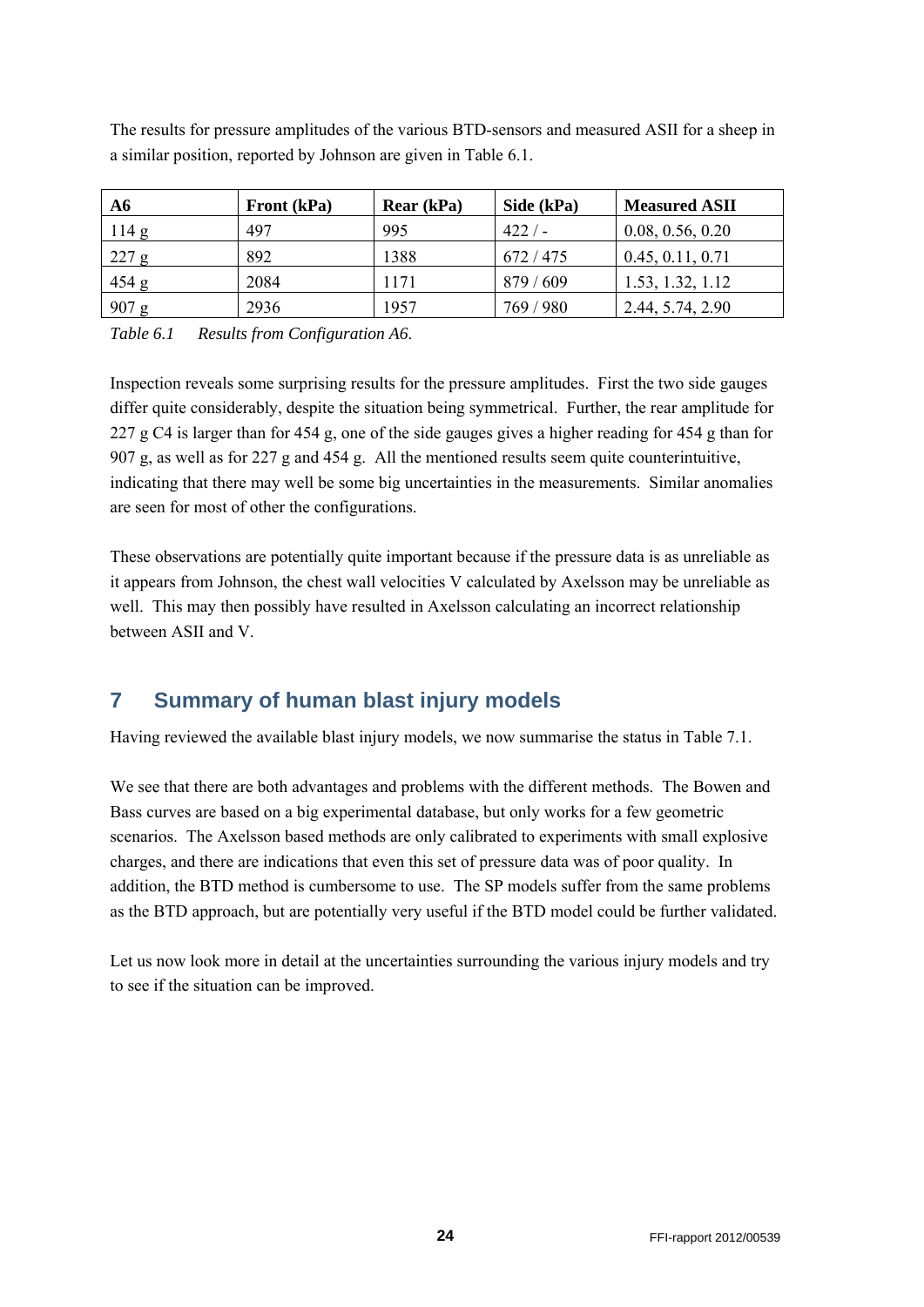The results for pressure amplitudes of the various BTD-sensors and measured ASII for a sheep in a similar position, reported by Johnson are given in Table 6.1.

| A6 | Front (kPa) | Rear (kPa) | Side (kPa) | Measured ASII |
|---|---|---|---|---|
| 114 g | 497 | 995 | 422 / - | 0.08, 0.56, 0.20 |
| 227 g | 892 | 1388 | 672 / 475 | 0.45, 0.11, 0.71 |
| 454 g | 2084 | 1171 | 879 / 609 | 1.53, 1.32, 1.12 |
| 907 g | 2936 | 1957 | 769 / 980 | 2.44, 5.74, 2.90 |

*Table 6.1 Results from Configuration A6.*

Inspection reveals some surprising results for the pressure amplitudes. First the two side gauges differ quite considerably, despite the situation being symmetrical. Further, the rear amplitude for 227 g C4 is larger than for 454 g, one of the side gauges gives a higher reading for 454 g than for 907 g, as well as for 227 g and 454 g. All the mentioned results seem quite counterintuitive, indicating that there may well be some big uncertainties in the measurements. Similar anomalies are seen for most of other the configurations.

These observations are potentially quite important because if the pressure data is as unreliable as it appears from Johnson, the chest wall velocities V calculated by Axelsson may be unreliable as well. This may then possibly have resulted in Axelsson calculating an incorrect relationship between ASII and V.

# 7 Summary of human blast injury models

Having reviewed the available blast injury models, we now summarise the status in Table 7.1.

We see that there are both advantages and problems with the different methods. The Bowen and Bass curves are based on a big experimental database, but only works for a few geometric scenarios. The Axelsson based methods are only calibrated to experiments with small explosive charges, and there are indications that even this set of pressure data was of poor quality. In addition, the BTD method is cumbersome to use. The SP models suffer from the same problems as the BTD approach, but are potentially very useful if the BTD model could be further validated.

Let us now look more in detail at the uncertainties surrounding the various injury models and try to see if the situation can be improved.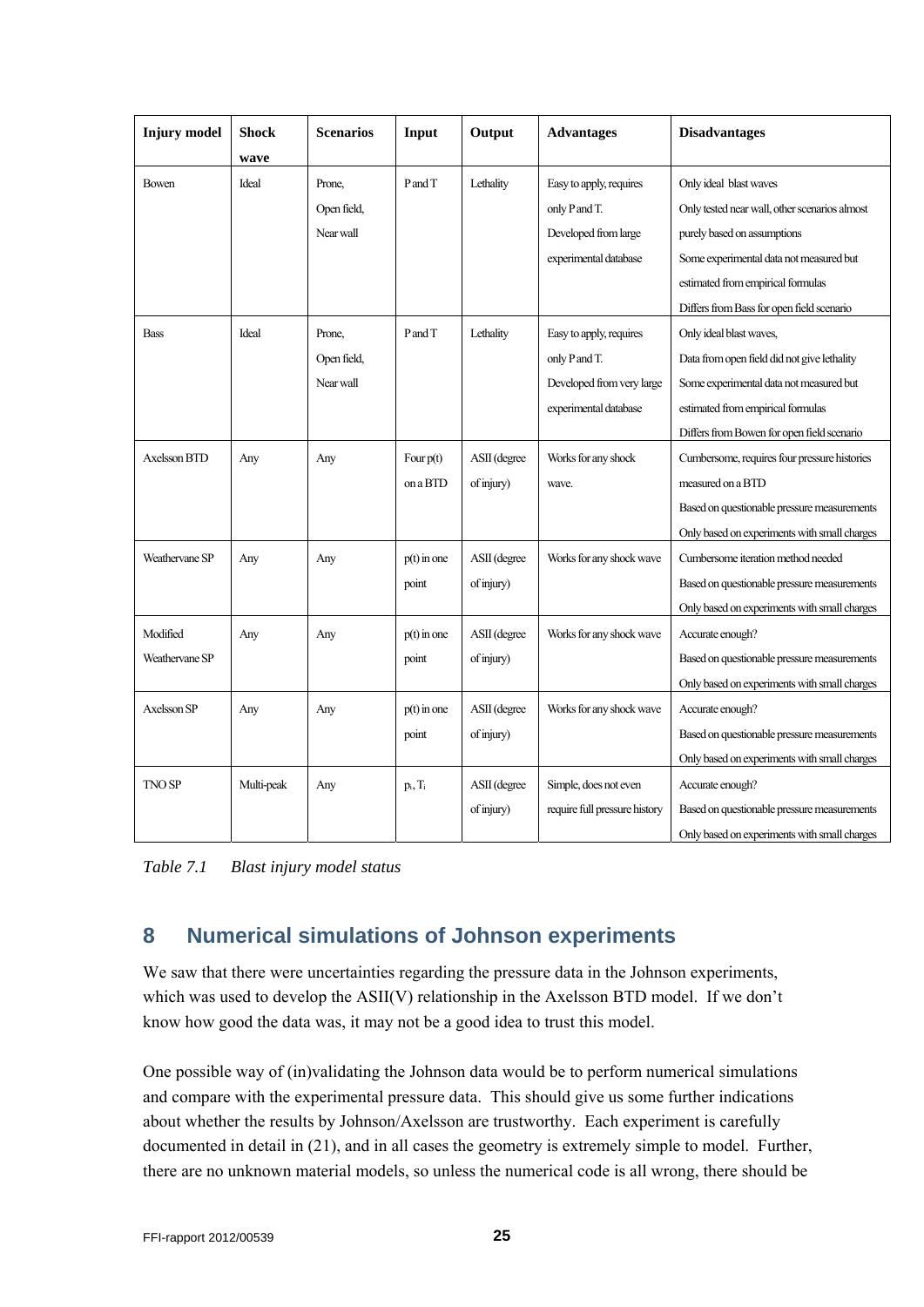| Injury model | Shock wave | Scenarios | Input | Output | Advantages | Disadvantages |
|---|---|---|---|---|---|---|
| Bowen | Ideal | Prone, Open field, Near wall | P and T | Lethality | Easy to apply, requires only P and T. Developed from large experimental database | Only ideal blast waves Only tested near wall, other scenarios almost purely based on assumptions Some experimental data not measured but estimated from empirical formulas Differs from Bass for open field scenario |
| Bass | Ideal | Prone, Open field, Near wall | P and T | Lethality | Easy to apply, requires only P and T. Developed from very large experimental database | Only ideal blast waves, Data from open field did not give lethality Some experimental data not measured but estimated from empirical formulas Differs from Bowen for open field scenario |
| Axelsson BTD | Any | Any | Four p(t) on a BTD | ASII (degree of injury) | Works for any shock wave. | Cumbersome, requires four pressure histories measured on a BTD Based on questionable pressure measurements Only based on experiments with small charges |
| Weathervane SP | Any | Any | p(t) in one point | ASII (degree of injury) | Works for any shock wave | Cumbersome iteration method needed Based on questionable pressure measurements Only based on experiments with small charges |
| Modified Weathervane SP | Any | Any | p(t) in one point | ASII (degree of injury) | Works for any shock wave | Accurate enough? Based on questionable pressure measurements Only based on experiments with small charges |
| Axelsson SP | Any | Any | p(t) in one point | ASII (degree of injury) | Works for any shock wave | Accurate enough? Based on questionable pressure measurements Only based on experiments with small charges |
| TNO SP | Multi-peak | Any | $p_i$, $T_i$ | ASII (degree of injury) | Simple, does not even require full pressure history | Accurate enough? Based on questionable pressure measurements Only based on experiments with small charges |

*Table 7.1 Blast injury model status*

# 8 Numerical simulations of Johnson experiments

We saw that there were uncertainties regarding the pressure data in the Johnson experiments, which was used to develop the ASII(V) relationship in the Axelsson BTD model. If we don't know how good the data was, it may not be a good idea to trust this model.

One possible way of (in)validating the Johnson data would be to perform numerical simulations and compare with the experimental pressure data. This should give us some further indications about whether the results by Johnson/Axelsson are trustworthy. Each experiment is carefully documented in detail in (21), and in all cases the geometry is extremely simple to model. Further, there are no unknown material models, so unless the numerical code is all wrong, there should be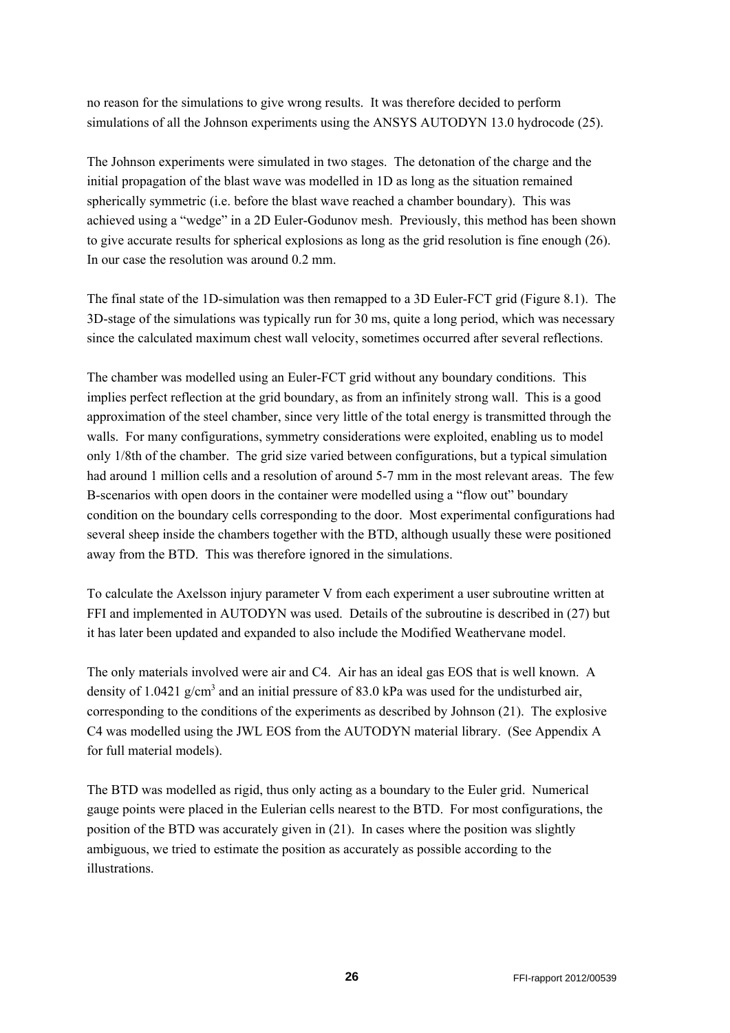no reason for the simulations to give wrong results. It was therefore decided to perform simulations of all the Johnson experiments using the ANSYS AUTODYN 13.0 hydrocode (25).

The Johnson experiments were simulated in two stages. The detonation of the charge and the initial propagation of the blast wave was modelled in 1D as long as the situation remained spherically symmetric (i.e. before the blast wave reached a chamber boundary). This was achieved using a "wedge" in a 2D Euler-Godunov mesh. Previously, this method has been shown to give accurate results for spherical explosions as long as the grid resolution is fine enough (26). In our case the resolution was around 0.2 mm.

The final state of the 1D-simulation was then remapped to a 3D Euler-FCT grid (Figure 8.1). The 3D-stage of the simulations was typically run for 30 ms, quite a long period, which was necessary since the calculated maximum chest wall velocity, sometimes occurred after several reflections.

The chamber was modelled using an Euler-FCT grid without any boundary conditions. This implies perfect reflection at the grid boundary, as from an infinitely strong wall. This is a good approximation of the steel chamber, since very little of the total energy is transmitted through the walls. For many configurations, symmetry considerations were exploited, enabling us to model only 1/8th of the chamber. The grid size varied between configurations, but a typical simulation had around 1 million cells and a resolution of around 5-7 mm in the most relevant areas. The few B-scenarios with open doors in the container were modelled using a "flow out" boundary condition on the boundary cells corresponding to the door. Most experimental configurations had several sheep inside the chambers together with the BTD, although usually these were positioned away from the BTD. This was therefore ignored in the simulations.

To calculate the Axelsson injury parameter V from each experiment a user subroutine written at FFI and implemented in AUTODYN was used. Details of the subroutine is described in (27) but it has later been updated and expanded to also include the Modified Weathervane model.

The only materials involved were air and C4. Air has an ideal gas EOS that is well known. A density of 1.0421 g/cm$^3$ and an initial pressure of 83.0 kPa was used for the undisturbed air, corresponding to the conditions of the experiments as described by Johnson (21). The explosive C4 was modelled using the JWL EOS from the AUTODYN material library. (See Appendix A for full material models).

The BTD was modelled as rigid, thus only acting as a boundary to the Euler grid. Numerical gauge points were placed in the Eulerian cells nearest to the BTD. For most configurations, the position of the BTD was accurately given in (21). In cases where the position was slightly ambiguous, we tried to estimate the position as accurately as possible according to the illustrations.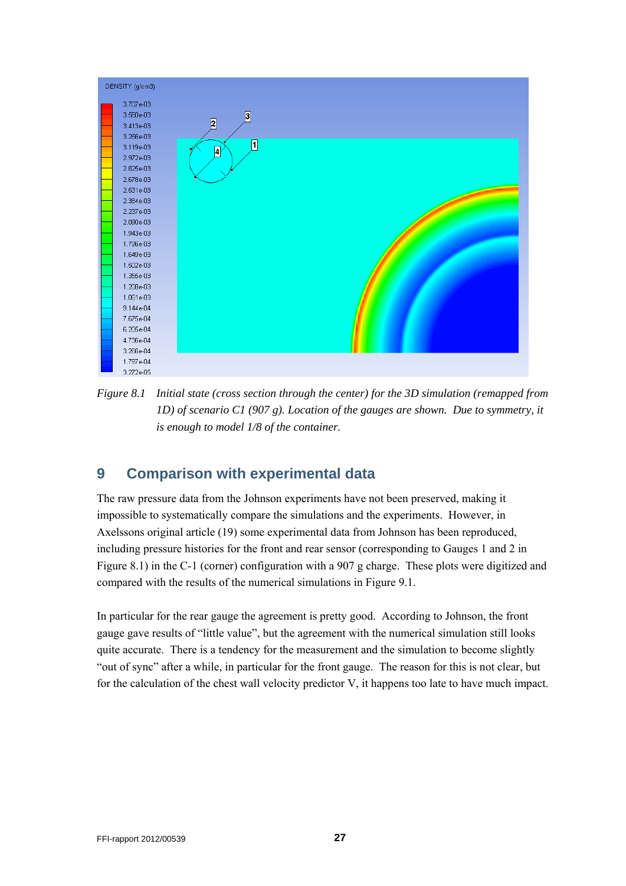*Figure 8.1 Initial state (cross section through the center) for the 3D simulation (remapped from 1D) of scenario C1 (907 g). Location of the gauges are shown. Due to symmetry, it is enough to model 1/8 of the container.*

## 9 Comparison with experimental data

The raw pressure data from the Johnson experiments have not been preserved, making it impossible to systematically compare the simulations and the experiments. However, in Axelssons original article (19) some experimental data from Johnson has been reproduced, including pressure histories for the front and rear sensor (corresponding to Gauges 1 and 2 in Figure 8.1) in the C-1 (corner) configuration with a 907 g charge. These plots were digitized and compared with the results of the numerical simulations in Figure 9.1.

In particular for the rear gauge the agreement is pretty good. According to Johnson, the front gauge gave results of "little value", but the agreement with the numerical simulation still looks quite accurate. There is a tendency for the measurement and the simulation to become slightly "out of sync" after a while, in particular for the front gauge. The reason for this is not clear, but for the calculation of the chest wall velocity predictor V, it happens too late to have much impact.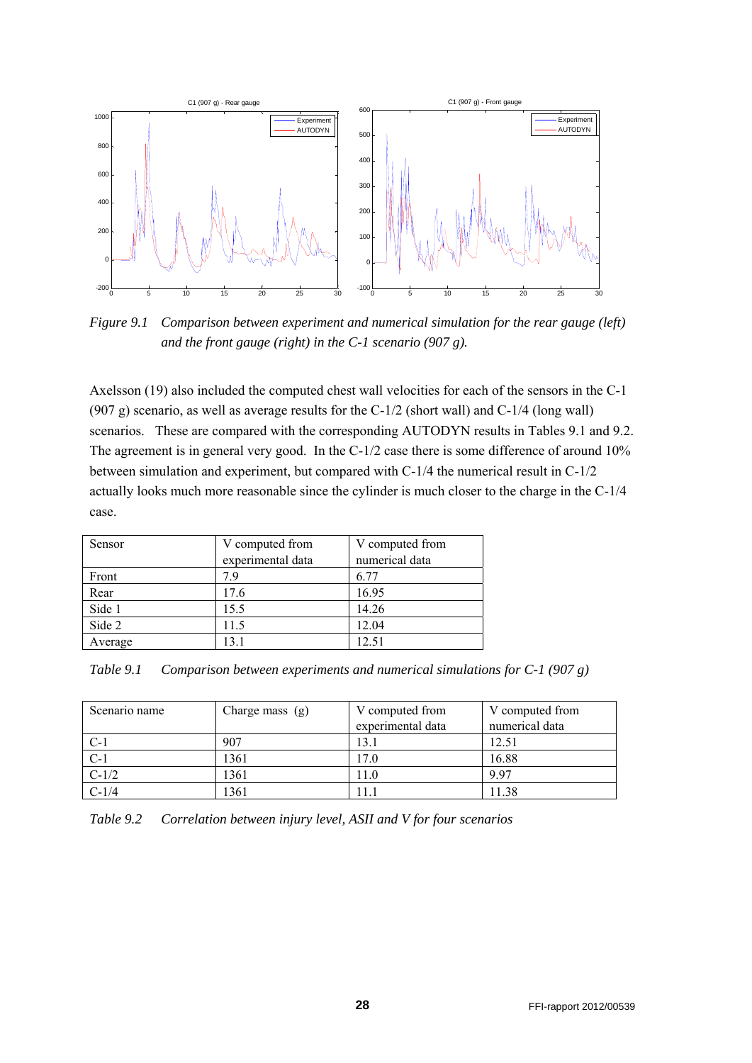*Figure 9.1 Comparison between experiment and numerical simulation for the rear gauge (left) and the front gauge (right) in the C-1 scenario (907 g).*

Axelsson (19) also included the computed chest wall velocities for each of the sensors in the C-1 (907 g) scenario, as well as average results for the C-1/2 (short wall) and C-1/4 (long wall) scenarios. These are compared with the corresponding AUTODYN results in Tables 9.1 and 9.2. The agreement is in general very good. In the C-1/2 case there is some difference of around 10% between simulation and experiment, but compared with C-1/4 the numerical result in C-1/2 actually looks much more reasonable since the cylinder is much closer to the charge in the C-1/4 case.

| Sensor | V computed from experimental data | V computed from numerical data |
|---|---|---|
| Front | 7.9 | 6.77 |
| Rear | 17.6 | 16.95 |
| Side 1 | 15.5 | 14.26 |
| Side 2 | 11.5 | 12.04 |
| Average | 13.1 | 12.51 |

*Table 9.1 Comparison between experiments and numerical simulations for C-1 (907 g)*

| Scenario name | Charge mass (g) | V computed from experimental data | V computed from numerical data |
|---|---|---|---|
| C-1 | 907 | 13.1 | 12.51 |
| C-1 | 1361 | 17.0 | 16.88 |
| C-1/2 | 1361 | 11.0 | 9.97 |
| C-1/4 | 1361 | 11.1 | 11.38 |

*Table 9.2 Correlation between injury level, ASII and V for four scenarios*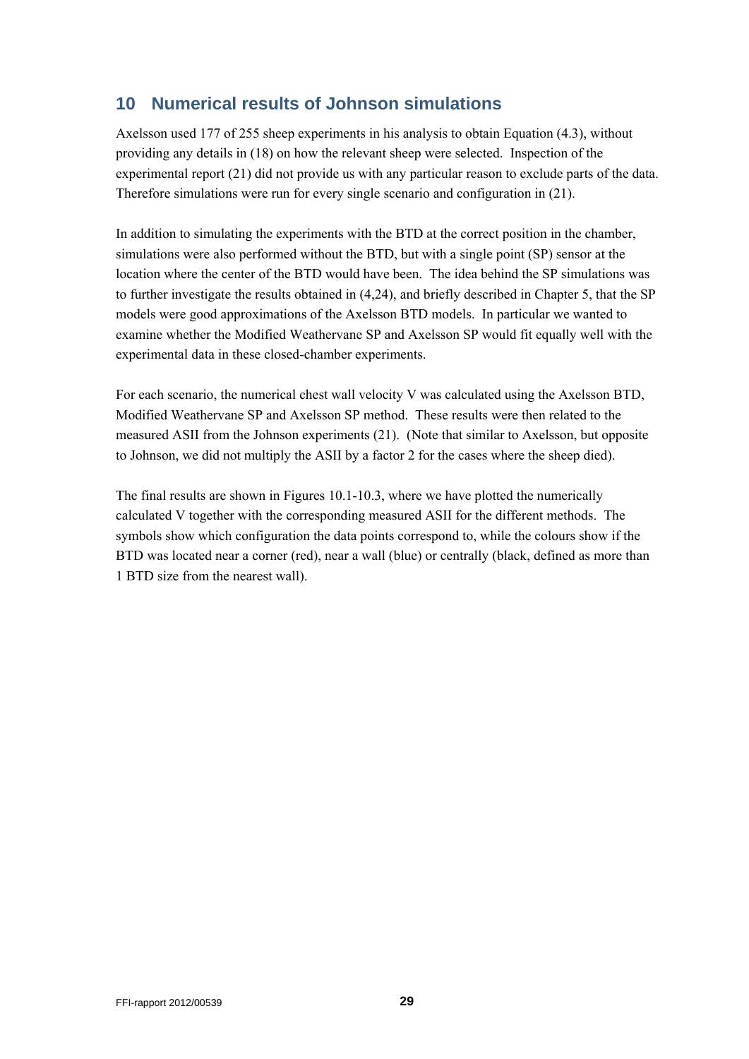## 10 Numerical results of Johnson simulations

Axelsson used 177 of 255 sheep experiments in his analysis to obtain Equation (4.3), without providing any details in (18) on how the relevant sheep were selected. Inspection of the experimental report (21) did not provide us with any particular reason to exclude parts of the data. Therefore simulations were run for every single scenario and configuration in (21).

In addition to simulating the experiments with the BTD at the correct position in the chamber, simulations were also performed without the BTD, but with a single point (SP) sensor at the location where the center of the BTD would have been. The idea behind the SP simulations was to further investigate the results obtained in (4,24), and briefly described in Chapter 5, that the SP models were good approximations of the Axelsson BTD models. In particular we wanted to examine whether the Modified Weathervane SP and Axelsson SP would fit equally well with the experimental data in these closed-chamber experiments.

For each scenario, the numerical chest wall velocity V was calculated using the Axelsson BTD, Modified Weathervane SP and Axelsson SP method. These results were then related to the measured ASII from the Johnson experiments (21). (Note that similar to Axelsson, but opposite to Johnson, we did not multiply the ASII by a factor 2 for the cases where the sheep died).

The final results are shown in Figures 10.1-10.3, where we have plotted the numerically calculated V together with the corresponding measured ASII for the different methods. The symbols show which configuration the data points correspond to, while the colours show if the BTD was located near a corner (red), near a wall (blue) or centrally (black, defined as more than 1 BTD size from the nearest wall).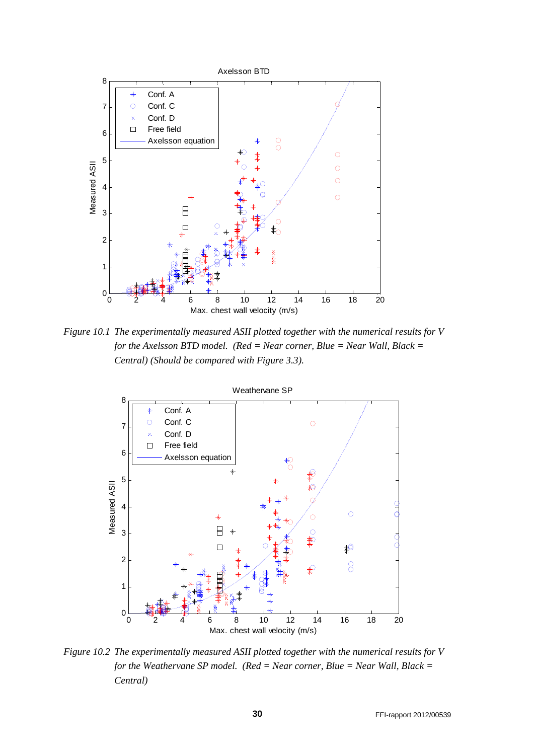*Figure 10.1 The experimentally measured ASII plotted together with the numerical results for V for the Axelsson BTD model. (Red = Near corner, Blue = Near Wall, Black = Central) (Should be compared with Figure 3.3).*

*Figure 10.2 The experimentally measured ASII plotted together with the numerical results for V for the Weathervane SP model. (Red = Near corner, Blue = Near Wall, Black = Central)*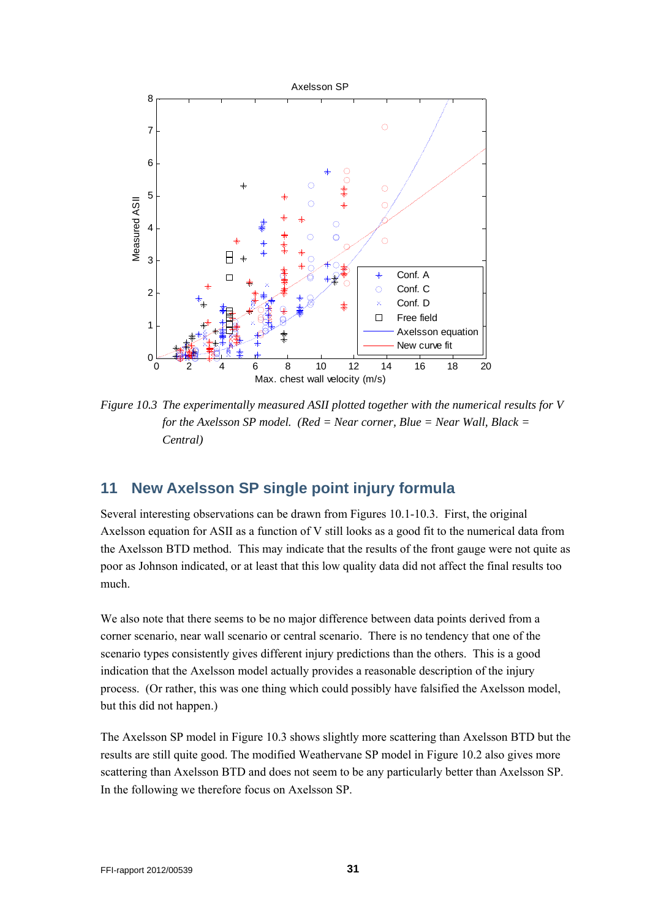*Figure 10.3 The experimentally measured ASII plotted together with the numerical results for V for the Axelsson SP model. (Red = Near corner, Blue = Near Wall, Black = Central)*

## 11 New Axelsson SP single point injury formula

Several interesting observations can be drawn from Figures 10.1-10.3. First, the original Axelsson equation for ASII as a function of V still looks as a good fit to the numerical data from the Axelsson BTD method. This may indicate that the results of the front gauge were not quite as poor as Johnson indicated, or at least that this low quality data did not affect the final results too much.

We also note that there seems to be no major difference between data points derived from a corner scenario, near wall scenario or central scenario. There is no tendency that one of the scenario types consistently gives different injury predictions than the others. This is a good indication that the Axelsson model actually provides a reasonable description of the injury process. (Or rather, this was one thing which could possibly have falsified the Axelsson model, but this did not happen.)

The Axelsson SP model in Figure 10.3 shows slightly more scattering than Axelsson BTD but the results are still quite good. The modified Weathervane SP model in Figure 10.2 also gives more scattering than Axelsson BTD and does not seem to be any particularly better than Axelsson SP. In the following we therefore focus on Axelsson SP.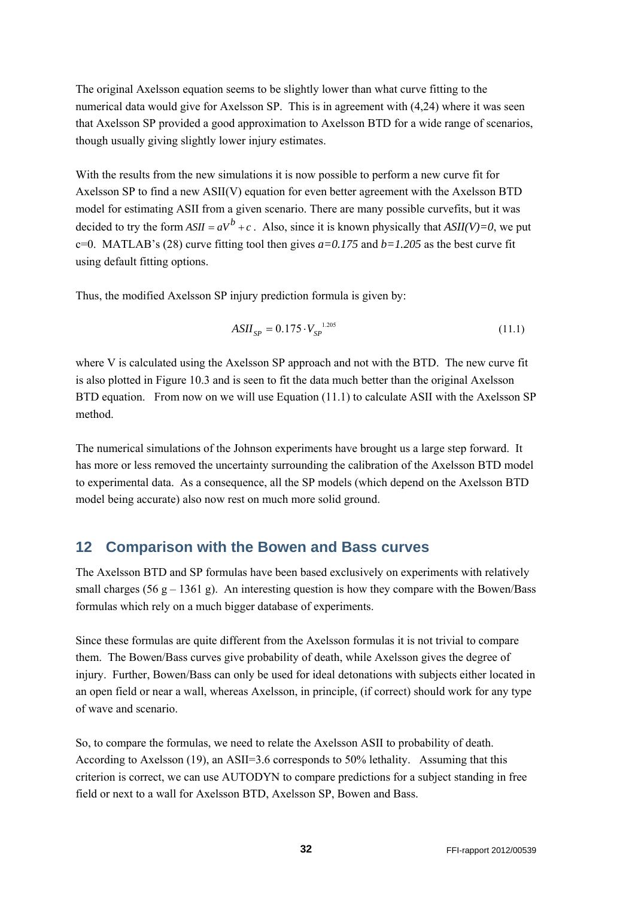The original Axelsson equation seems to be slightly lower than what curve fitting to the numerical data would give for Axelsson SP. This is in agreement with (4,24) where it was seen that Axelsson SP provided a good approximation to Axelsson BTD for a wide range of scenarios, though usually giving slightly lower injury estimates.

With the results from the new simulations it is now possible to perform a new curve fit for Axelsson SP to find a new ASII(V) equation for even better agreement with the Axelsson BTD model for estimating ASII from a given scenario. There are many possible curvefits, but it was decided to try the form $ASII = aV^b + c$. Also, since it is known physically that $ASII(V)=0$, we put c=0. MATLAB's (28) curve fitting tool then gives $a=0.175$ and $b=1.205$ as the best curve fit using default fitting options.

Thus, the modified Axelsson SP injury prediction formula is given by:

$$ASII_{SP} = 0.175 \cdot V_{SP}^{\ 1.205} \tag{11.1}$$

where V is calculated using the Axelsson SP approach and not with the BTD. The new curve fit is also plotted in Figure 10.3 and is seen to fit the data much better than the original Axelsson BTD equation. From now on we will use Equation (11.1) to calculate ASII with the Axelsson SP method.

The numerical simulations of the Johnson experiments have brought us a large step forward. It has more or less removed the uncertainty surrounding the calibration of the Axelsson BTD model to experimental data. As a consequence, all the SP models (which depend on the Axelsson BTD model being accurate) also now rest on much more solid ground.

## 12 Comparison with the Bowen and Bass curves

The Axelsson BTD and SP formulas have been based exclusively on experiments with relatively small charges (56 g – 1361 g). An interesting question is how they compare with the Bowen/Bass formulas which rely on a much bigger database of experiments.

Since these formulas are quite different from the Axelsson formulas it is not trivial to compare them. The Bowen/Bass curves give probability of death, while Axelsson gives the degree of injury. Further, Bowen/Bass can only be used for ideal detonations with subjects either located in an open field or near a wall, whereas Axelsson, in principle, (if correct) should work for any type of wave and scenario.

So, to compare the formulas, we need to relate the Axelsson ASII to probability of death. According to Axelsson (19), an ASII=3.6 corresponds to 50% lethality. Assuming that this criterion is correct, we can use AUTODYN to compare predictions for a subject standing in free field or next to a wall for Axelsson BTD, Axelsson SP, Bowen and Bass.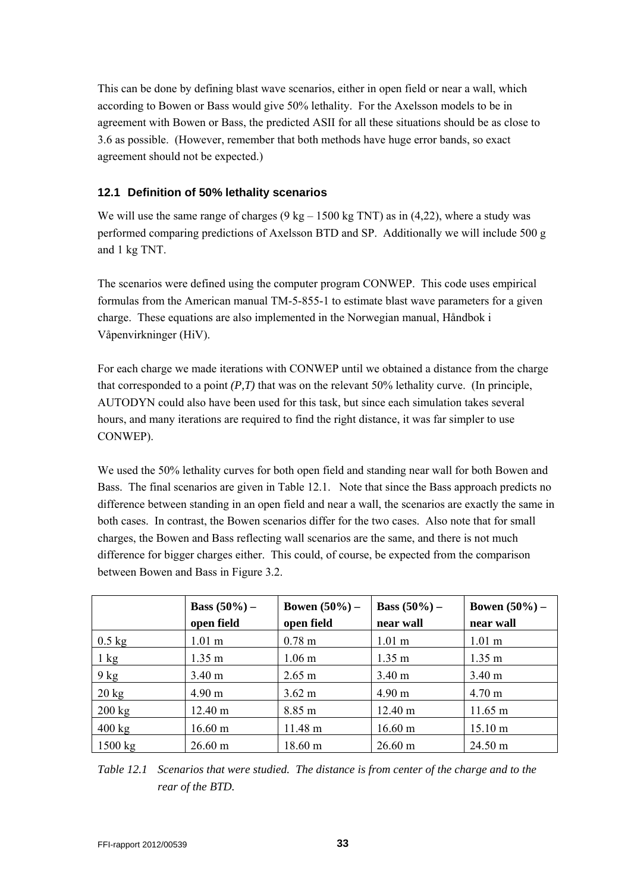This can be done by defining blast wave scenarios, either in open field or near a wall, which according to Bowen or Bass would give 50% lethality. For the Axelsson models to be in agreement with Bowen or Bass, the predicted ASII for all these situations should be as close to 3.6 as possible. (However, remember that both methods have huge error bands, so exact agreement should not be expected.)

### 12.1 Definition of 50% lethality scenarios

We will use the same range of charges (9 kg – 1500 kg TNT) as in (4,22), where a study was performed comparing predictions of Axelsson BTD and SP. Additionally we will include 500 g and 1 kg TNT.

The scenarios were defined using the computer program CONWEP. This code uses empirical formulas from the American manual TM-5-855-1 to estimate blast wave parameters for a given charge. These equations are also implemented in the Norwegian manual, Håndbok i Våpenvirkninger (HiV).

For each charge we made iterations with CONWEP until we obtained a distance from the charge that corresponded to a point *(P,T)* that was on the relevant 50% lethality curve. (In principle, AUTODYN could also have been used for this task, but since each simulation takes several hours, and many iterations are required to find the right distance, it was far simpler to use CONWEP).

We used the 50% lethality curves for both open field and standing near wall for both Bowen and Bass. The final scenarios are given in Table 12.1. Note that since the Bass approach predicts no difference between standing in an open field and near a wall, the scenarios are exactly the same in both cases. In contrast, the Bowen scenarios differ for the two cases. Also note that for small charges, the Bowen and Bass reflecting wall scenarios are the same, and there is not much difference for bigger charges either. This could, of course, be expected from the comparison between Bowen and Bass in Figure 3.2.

| | **Bass (50%) – open field** | **Bowen (50%) – open field** | **Bass (50%) – near wall** | **Bowen (50%) – near wall** |
|---|---|---|---|---|
| 0.5 kg | 1.01 m | 0.78 m | 1.01 m | 1.01 m |
| 1 kg | 1.35 m | 1.06 m | 1.35 m | 1.35 m |
| 9 kg | 3.40 m | 2.65 m | 3.40 m | 3.40 m |
| 20 kg | 4.90 m | 3.62 m | 4.90 m | 4.70 m |
| 200 kg | 12.40 m | 8.85 m | 12.40 m | 11.65 m |
| 400 kg | 16.60 m | 11.48 m | 16.60 m | 15.10 m |
| 1500 kg | 26.60 m | 18.60 m | 26.60 m | 24.50 m |

*Table 12.1 Scenarios that were studied. The distance is from center of the charge and to the rear of the BTD.*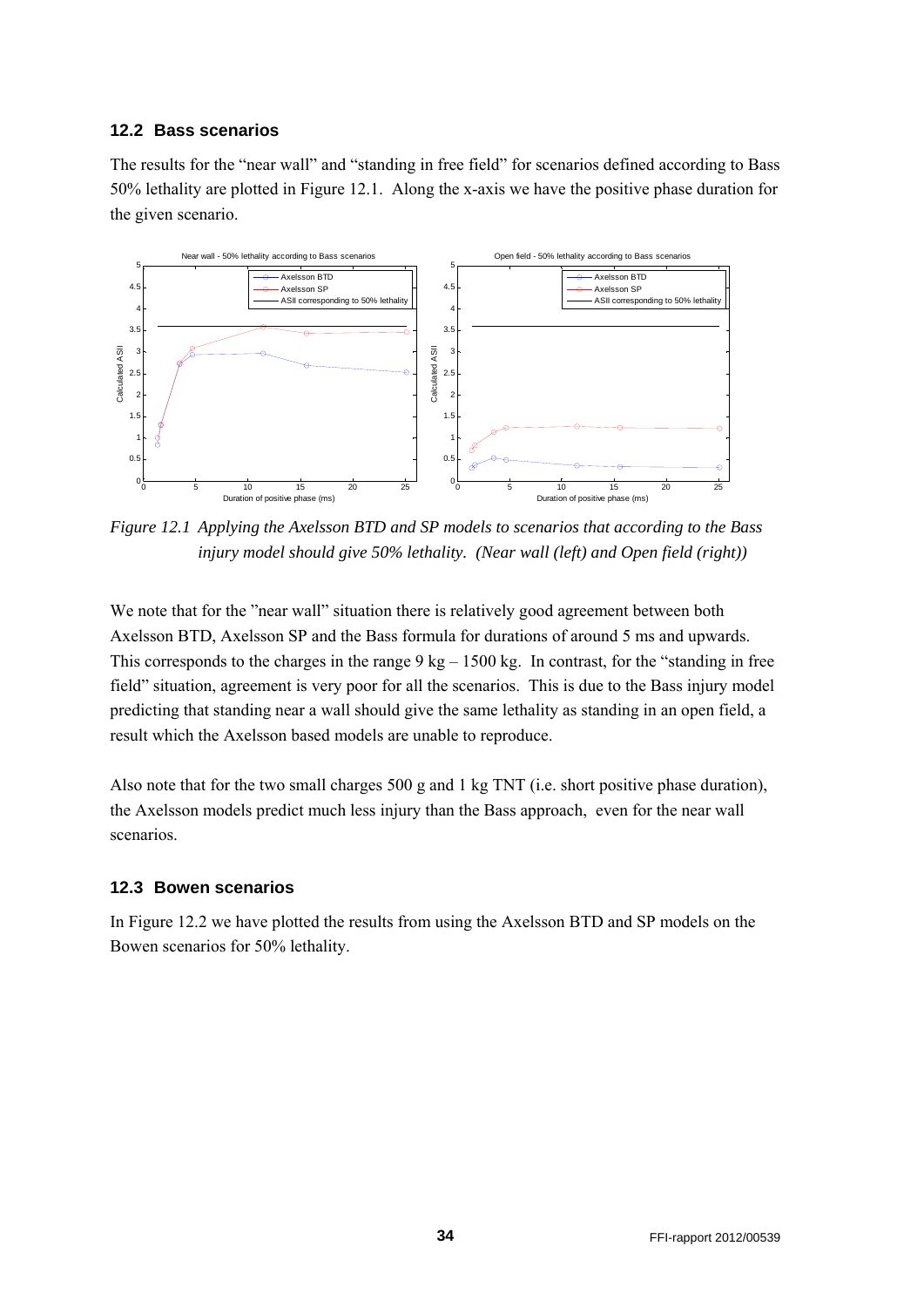## 12.2 Bass scenarios

The results for the "near wall" and "standing in free field" for scenarios defined according to Bass 50% lethality are plotted in Figure 12.1. Along the x-axis we have the positive phase duration for the given scenario.

*Figure 12.1 Applying the Axelsson BTD and SP models to scenarios that according to the Bass injury model should give 50% lethality. (Near wall (left) and Open field (right))*

We note that for the "near wall" situation there is relatively good agreement between both Axelsson BTD, Axelsson SP and the Bass formula for durations of around 5 ms and upwards. This corresponds to the charges in the range 9 kg – 1500 kg. In contrast, for the "standing in free field" situation, agreement is very poor for all the scenarios. This is due to the Bass injury model predicting that standing near a wall should give the same lethality as standing in an open field, a result which the Axelsson based models are unable to reproduce.

Also note that for the two small charges 500 g and 1 kg TNT (i.e. short positive phase duration), the Axelsson models predict much less injury than the Bass approach, even for the near wall scenarios.

## 12.3 Bowen scenarios

In Figure 12.2 we have plotted the results from using the Axelsson BTD and SP models on the Bowen scenarios for 50% lethality.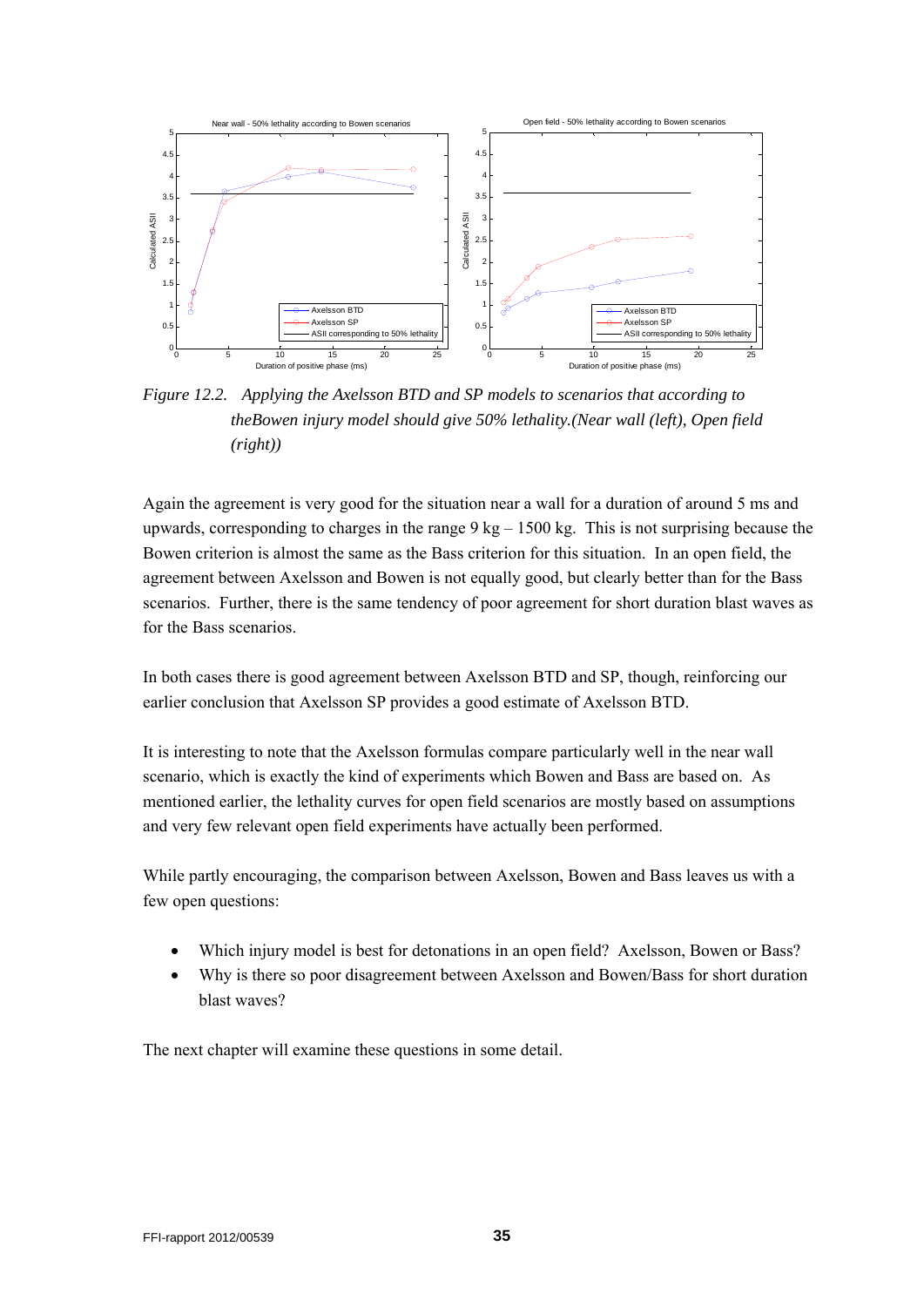*Figure 12.2. Applying the Axelsson BTD and SP models to scenarios that according to theBowen injury model should give 50% lethality.(Near wall (left), Open field (right))*

Again the agreement is very good for the situation near a wall for a duration of around 5 ms and upwards, corresponding to charges in the range 9 kg – 1500 kg. This is not surprising because the Bowen criterion is almost the same as the Bass criterion for this situation. In an open field, the agreement between Axelsson and Bowen is not equally good, but clearly better than for the Bass scenarios. Further, there is the same tendency of poor agreement for short duration blast waves as for the Bass scenarios.

In both cases there is good agreement between Axelsson BTD and SP, though, reinforcing our earlier conclusion that Axelsson SP provides a good estimate of Axelsson BTD.

It is interesting to note that the Axelsson formulas compare particularly well in the near wall scenario, which is exactly the kind of experiments which Bowen and Bass are based on. As mentioned earlier, the lethality curves for open field scenarios are mostly based on assumptions and very few relevant open field experiments have actually been performed.

While partly encouraging, the comparison between Axelsson, Bowen and Bass leaves us with a few open questions:

- Which injury model is best for detonations in an open field? Axelsson, Bowen or Bass?
- Why is there so poor disagreement between Axelsson and Bowen/Bass for short duration blast waves?

The next chapter will examine these questions in some detail.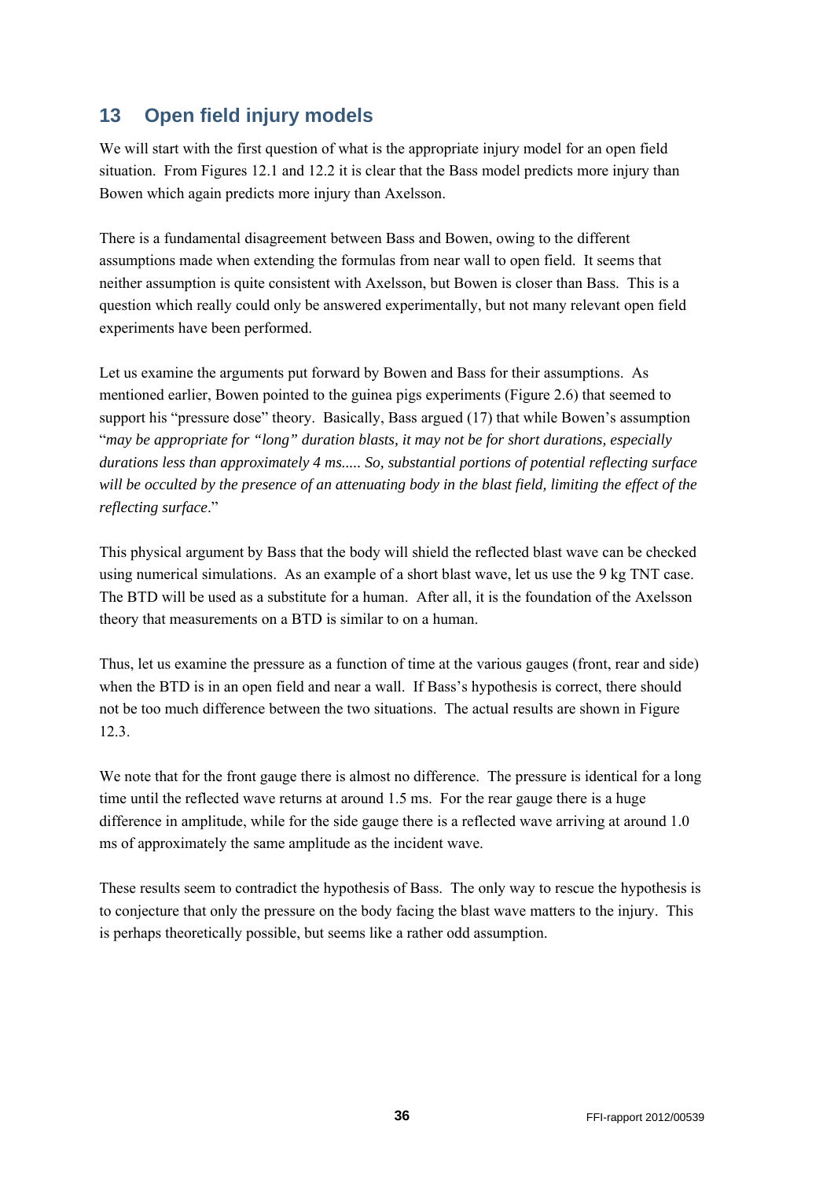## 13 Open field injury models

We will start with the first question of what is the appropriate injury model for an open field situation. From Figures 12.1 and 12.2 it is clear that the Bass model predicts more injury than Bowen which again predicts more injury than Axelsson.

There is a fundamental disagreement between Bass and Bowen, owing to the different assumptions made when extending the formulas from near wall to open field. It seems that neither assumption is quite consistent with Axelsson, but Bowen is closer than Bass. This is a question which really could only be answered experimentally, but not many relevant open field experiments have been performed.

Let us examine the arguments put forward by Bowen and Bass for their assumptions. As mentioned earlier, Bowen pointed to the guinea pigs experiments (Figure 2.6) that seemed to support his "pressure dose" theory. Basically, Bass argued (17) that while Bowen's assumption "*may be appropriate for "long" duration blasts, it may not be for short durations, especially durations less than approximately 4 ms..... So, substantial portions of potential reflecting surface will be occulted by the presence of an attenuating body in the blast field, limiting the effect of the reflecting surface*."

This physical argument by Bass that the body will shield the reflected blast wave can be checked using numerical simulations. As an example of a short blast wave, let us use the 9 kg TNT case. The BTD will be used as a substitute for a human. After all, it is the foundation of the Axelsson theory that measurements on a BTD is similar to on a human.

Thus, let us examine the pressure as a function of time at the various gauges (front, rear and side) when the BTD is in an open field and near a wall. If Bass's hypothesis is correct, there should not be too much difference between the two situations. The actual results are shown in Figure 12.3.

We note that for the front gauge there is almost no difference. The pressure is identical for a long time until the reflected wave returns at around 1.5 ms. For the rear gauge there is a huge difference in amplitude, while for the side gauge there is a reflected wave arriving at around 1.0 ms of approximately the same amplitude as the incident wave.

These results seem to contradict the hypothesis of Bass. The only way to rescue the hypothesis is to conjecture that only the pressure on the body facing the blast wave matters to the injury. This is perhaps theoretically possible, but seems like a rather odd assumption.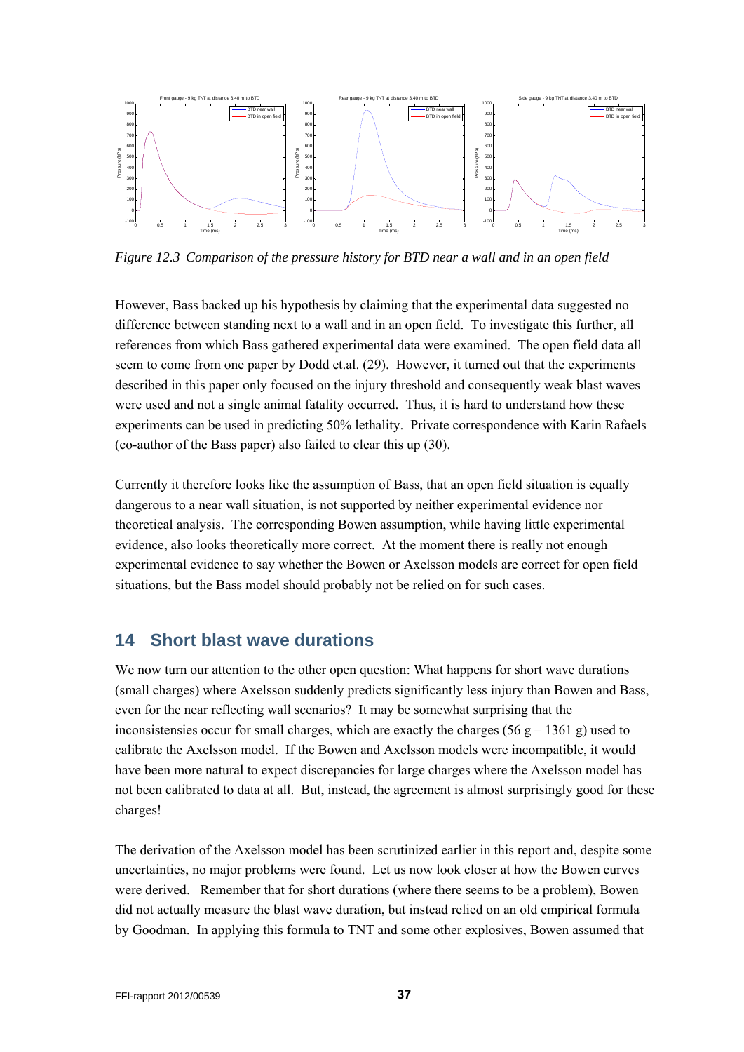*Figure 12.3 Comparison of the pressure history for BTD near a wall and in an open field*

However, Bass backed up his hypothesis by claiming that the experimental data suggested no difference between standing next to a wall and in an open field. To investigate this further, all references from which Bass gathered experimental data were examined. The open field data all seem to come from one paper by Dodd et.al. (29). However, it turned out that the experiments described in this paper only focused on the injury threshold and consequently weak blast waves were used and not a single animal fatality occurred. Thus, it is hard to understand how these experiments can be used in predicting 50% lethality. Private correspondence with Karin Rafaels (co-author of the Bass paper) also failed to clear this up (30).

Currently it therefore looks like the assumption of Bass, that an open field situation is equally dangerous to a near wall situation, is not supported by neither experimental evidence nor theoretical analysis. The corresponding Bowen assumption, while having little experimental evidence, also looks theoretically more correct. At the moment there is really not enough experimental evidence to say whether the Bowen or Axelsson models are correct for open field situations, but the Bass model should probably not be relied on for such cases.

## 14 Short blast wave durations

We now turn our attention to the other open question: What happens for short wave durations (small charges) where Axelsson suddenly predicts significantly less injury than Bowen and Bass, even for the near reflecting wall scenarios? It may be somewhat surprising that the inconsistensies occur for small charges, which are exactly the charges (56 g – 1361 g) used to calibrate the Axelsson model. If the Bowen and Axelsson models were incompatible, it would have been more natural to expect discrepancies for large charges where the Axelsson model has not been calibrated to data at all. But, instead, the agreement is almost surprisingly good for these charges!

The derivation of the Axelsson model has been scrutinized earlier in this report and, despite some uncertainties, no major problems were found. Let us now look closer at how the Bowen curves were derived. Remember that for short durations (where there seems to be a problem), Bowen did not actually measure the blast wave duration, but instead relied on an old empirical formula by Goodman. In applying this formula to TNT and some other explosives, Bowen assumed that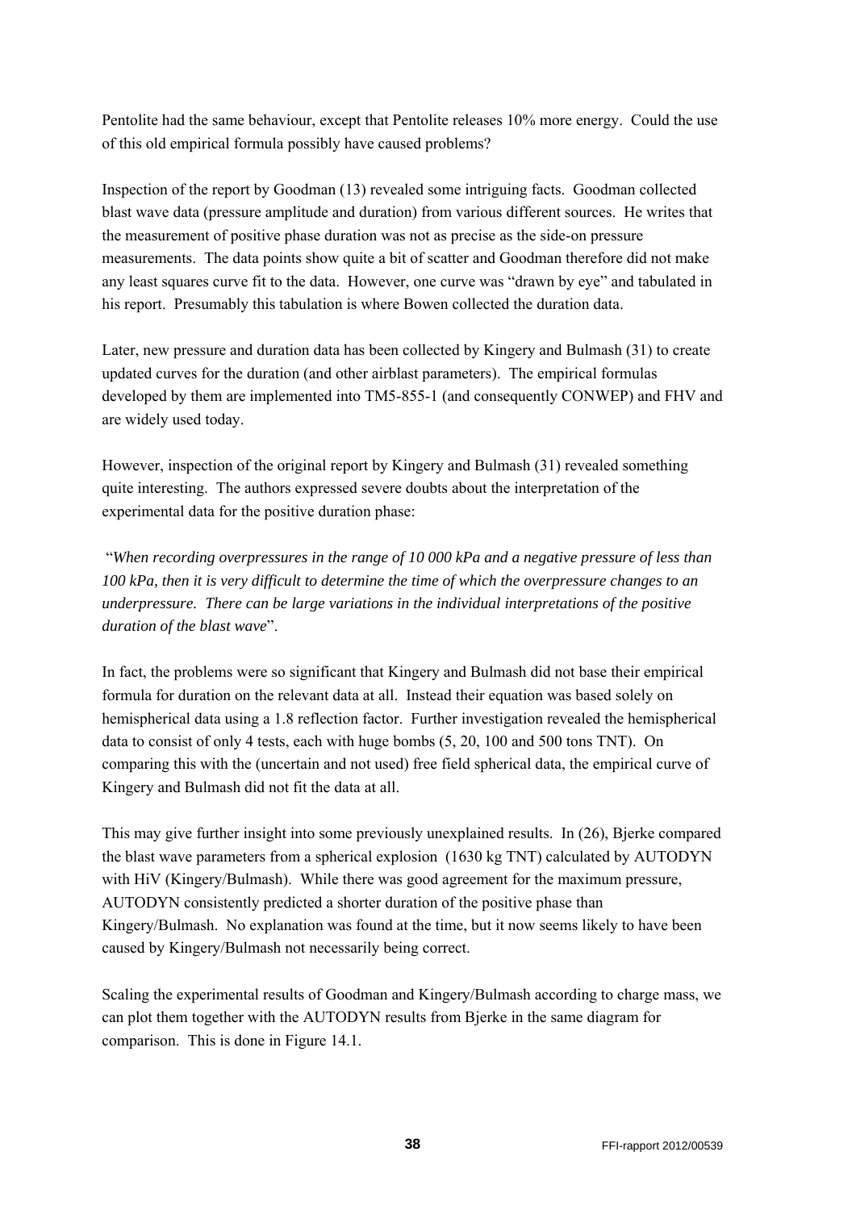Pentolite had the same behaviour, except that Pentolite releases 10% more energy. Could the use of this old empirical formula possibly have caused problems?

Inspection of the report by Goodman (13) revealed some intriguing facts. Goodman collected blast wave data (pressure amplitude and duration) from various different sources. He writes that the measurement of positive phase duration was not as precise as the side-on pressure measurements. The data points show quite a bit of scatter and Goodman therefore did not make any least squares curve fit to the data. However, one curve was "drawn by eye" and tabulated in his report. Presumably this tabulation is where Bowen collected the duration data.

Later, new pressure and duration data has been collected by Kingery and Bulmash (31) to create updated curves for the duration (and other airblast parameters). The empirical formulas developed by them are implemented into TM5-855-1 (and consequently CONWEP) and FHV and are widely used today.

However, inspection of the original report by Kingery and Bulmash (31) revealed something quite interesting. The authors expressed severe doubts about the interpretation of the experimental data for the positive duration phase:

"*When recording overpressures in the range of 10 000 kPa and a negative pressure of less than 100 kPa, then it is very difficult to determine the time of which the overpressure changes to an underpressure. There can be large variations in the individual interpretations of the positive duration of the blast wave*".

In fact, the problems were so significant that Kingery and Bulmash did not base their empirical formula for duration on the relevant data at all. Instead their equation was based solely on hemispherical data using a 1.8 reflection factor. Further investigation revealed the hemispherical data to consist of only 4 tests, each with huge bombs (5, 20, 100 and 500 tons TNT). On comparing this with the (uncertain and not used) free field spherical data, the empirical curve of Kingery and Bulmash did not fit the data at all.

This may give further insight into some previously unexplained results. In (26), Bjerke compared the blast wave parameters from a spherical explosion (1630 kg TNT) calculated by AUTODYN with HiV (Kingery/Bulmash). While there was good agreement for the maximum pressure, AUTODYN consistently predicted a shorter duration of the positive phase than Kingery/Bulmash. No explanation was found at the time, but it now seems likely to have been caused by Kingery/Bulmash not necessarily being correct.

Scaling the experimental results of Goodman and Kingery/Bulmash according to charge mass, we can plot them together with the AUTODYN results from Bjerke in the same diagram for comparison. This is done in Figure 14.1.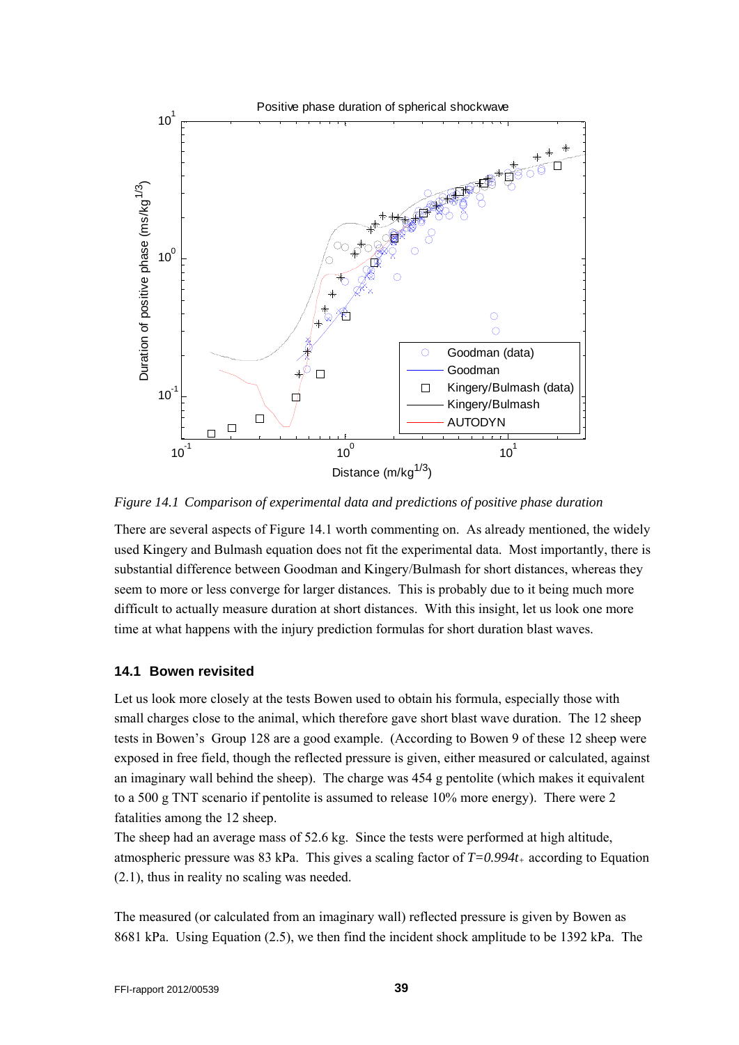*Figure 14.1 Comparison of experimental data and predictions of positive phase duration*

There are several aspects of Figure 14.1 worth commenting on. As already mentioned, the widely used Kingery and Bulmash equation does not fit the experimental data. Most importantly, there is substantial difference between Goodman and Kingery/Bulmash for short distances, whereas they seem to more or less converge for larger distances. This is probably due to it being much more difficult to actually measure duration at short distances. With this insight, let us look one more time at what happens with the injury prediction formulas for short duration blast waves.

### 14.1 Bowen revisited

Let us look more closely at the tests Bowen used to obtain his formula, especially those with small charges close to the animal, which therefore gave short blast wave duration. The 12 sheep tests in Bowen's Group 128 are a good example. (According to Bowen 9 of these 12 sheep were exposed in free field, though the reflected pressure is given, either measured or calculated, against an imaginary wall behind the sheep). The charge was 454 g pentolite (which makes it equivalent to a 500 g TNT scenario if pentolite is assumed to release 10% more energy). There were 2 fatalities among the 12 sheep.

The sheep had an average mass of 52.6 kg. Since the tests were performed at high altitude, atmospheric pressure was 83 kPa. This gives a scaling factor of $T=0.994t_+$ according to Equation (2.1), thus in reality no scaling was needed.

The measured (or calculated from an imaginary wall) reflected pressure is given by Bowen as 8681 kPa. Using Equation (2.5), we then find the incident shock amplitude to be 1392 kPa. The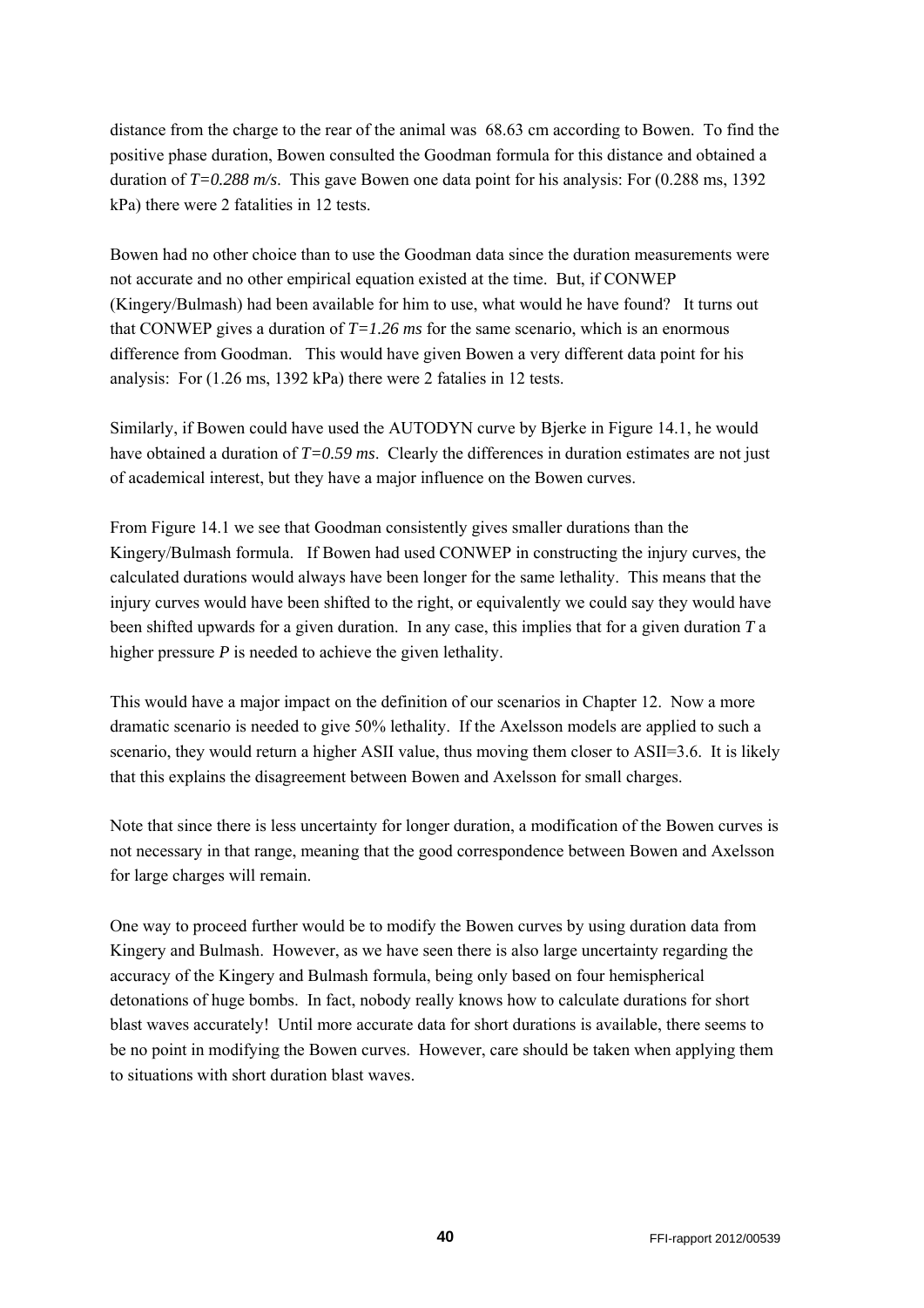distance from the charge to the rear of the animal was 68.63 cm according to Bowen. To find the positive phase duration, Bowen consulted the Goodman formula for this distance and obtained a duration of $T=0.288\ m/s$. This gave Bowen one data point for his analysis: For (0.288 ms, 1392 kPa) there were 2 fatalities in 12 tests.

Bowen had no other choice than to use the Goodman data since the duration measurements were not accurate and no other empirical equation existed at the time. But, if CONWEP (Kingery/Bulmash) had been available for him to use, what would he have found? It turns out that CONWEP gives a duration of $T=1.26\ ms$ for the same scenario, which is an enormous difference from Goodman. This would have given Bowen a very different data point for his analysis: For (1.26 ms, 1392 kPa) there were 2 fatalies in 12 tests.

Similarly, if Bowen could have used the AUTODYN curve by Bjerke in Figure 14.1, he would have obtained a duration of $T=0.59\ ms$. Clearly the differences in duration estimates are not just of academical interest, but they have a major influence on the Bowen curves.

From Figure 14.1 we see that Goodman consistently gives smaller durations than the Kingery/Bulmash formula. If Bowen had used CONWEP in constructing the injury curves, the calculated durations would always have been longer for the same lethality. This means that the injury curves would have been shifted to the right, or equivalently we could say they would have been shifted upwards for a given duration. In any case, this implies that for a given duration $T$ a higher pressure $P$ is needed to achieve the given lethality.

This would have a major impact on the definition of our scenarios in Chapter 12. Now a more dramatic scenario is needed to give 50% lethality. If the Axelsson models are applied to such a scenario, they would return a higher ASII value, thus moving them closer to ASII=3.6. It is likely that this explains the disagreement between Bowen and Axelsson for small charges.

Note that since there is less uncertainty for longer duration, a modification of the Bowen curves is not necessary in that range, meaning that the good correspondence between Bowen and Axelsson for large charges will remain.

One way to proceed further would be to modify the Bowen curves by using duration data from Kingery and Bulmash. However, as we have seen there is also large uncertainty regarding the accuracy of the Kingery and Bulmash formula, being only based on four hemispherical detonations of huge bombs. In fact, nobody really knows how to calculate durations for short blast waves accurately! Until more accurate data for short durations is available, there seems to be no point in modifying the Bowen curves. However, care should be taken when applying them to situations with short duration blast waves.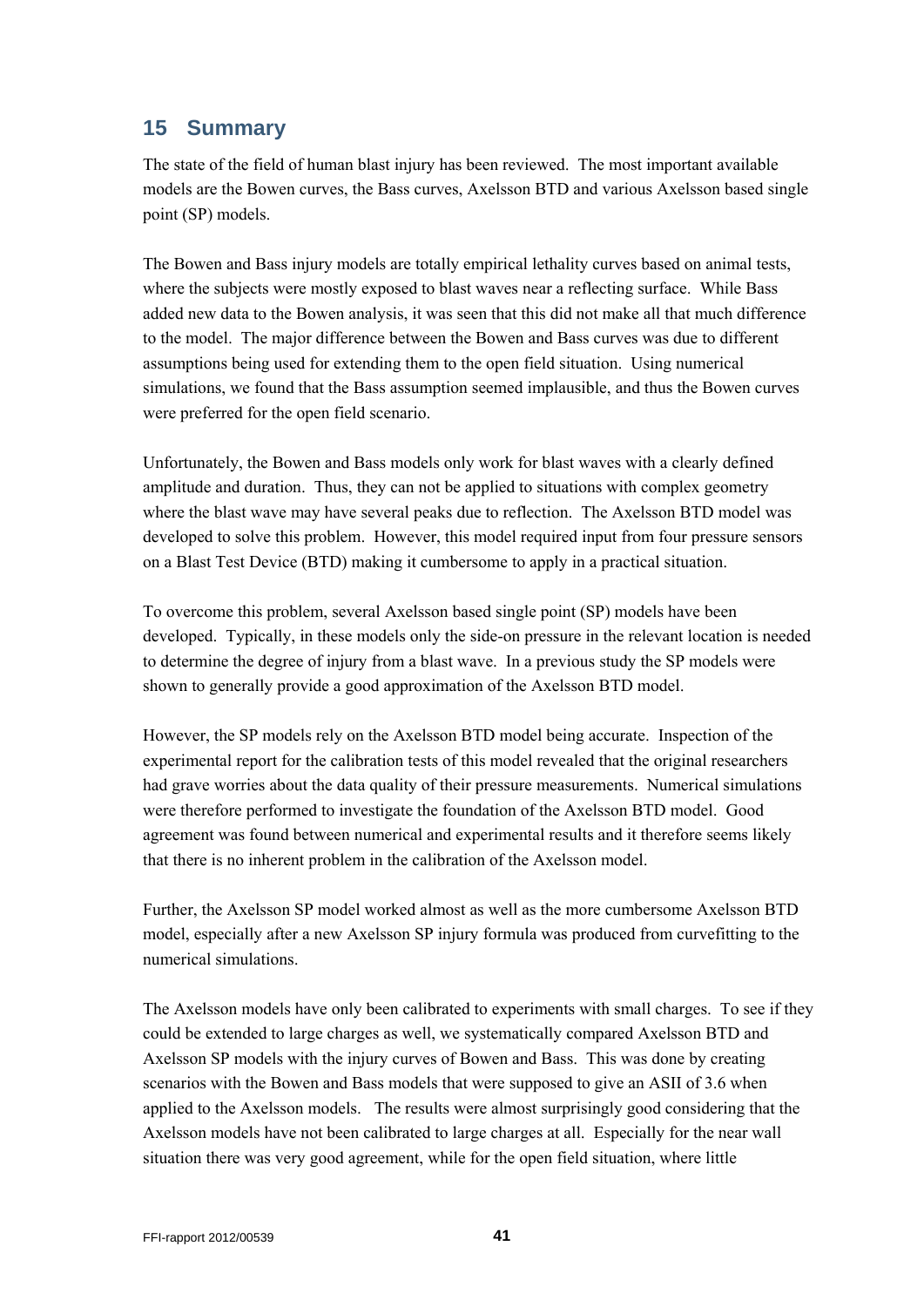# 15 Summary

The state of the field of human blast injury has been reviewed. The most important available models are the Bowen curves, the Bass curves, Axelsson BTD and various Axelsson based single point (SP) models.

The Bowen and Bass injury models are totally empirical lethality curves based on animal tests, where the subjects were mostly exposed to blast waves near a reflecting surface. While Bass added new data to the Bowen analysis, it was seen that this did not make all that much difference to the model. The major difference between the Bowen and Bass curves was due to different assumptions being used for extending them to the open field situation. Using numerical simulations, we found that the Bass assumption seemed implausible, and thus the Bowen curves were preferred for the open field scenario.

Unfortunately, the Bowen and Bass models only work for blast waves with a clearly defined amplitude and duration. Thus, they can not be applied to situations with complex geometry where the blast wave may have several peaks due to reflection. The Axelsson BTD model was developed to solve this problem. However, this model required input from four pressure sensors on a Blast Test Device (BTD) making it cumbersome to apply in a practical situation.

To overcome this problem, several Axelsson based single point (SP) models have been developed. Typically, in these models only the side-on pressure in the relevant location is needed to determine the degree of injury from a blast wave. In a previous study the SP models were shown to generally provide a good approximation of the Axelsson BTD model.

However, the SP models rely on the Axelsson BTD model being accurate. Inspection of the experimental report for the calibration tests of this model revealed that the original researchers had grave worries about the data quality of their pressure measurements. Numerical simulations were therefore performed to investigate the foundation of the Axelsson BTD model. Good agreement was found between numerical and experimental results and it therefore seems likely that there is no inherent problem in the calibration of the Axelsson model.

Further, the Axelsson SP model worked almost as well as the more cumbersome Axelsson BTD model, especially after a new Axelsson SP injury formula was produced from curvefitting to the numerical simulations.

The Axelsson models have only been calibrated to experiments with small charges. To see if they could be extended to large charges as well, we systematically compared Axelsson BTD and Axelsson SP models with the injury curves of Bowen and Bass. This was done by creating scenarios with the Bowen and Bass models that were supposed to give an ASII of 3.6 when applied to the Axelsson models. The results were almost surprisingly good considering that the Axelsson models have not been calibrated to large charges at all. Especially for the near wall situation there was very good agreement, while for the open field situation, where little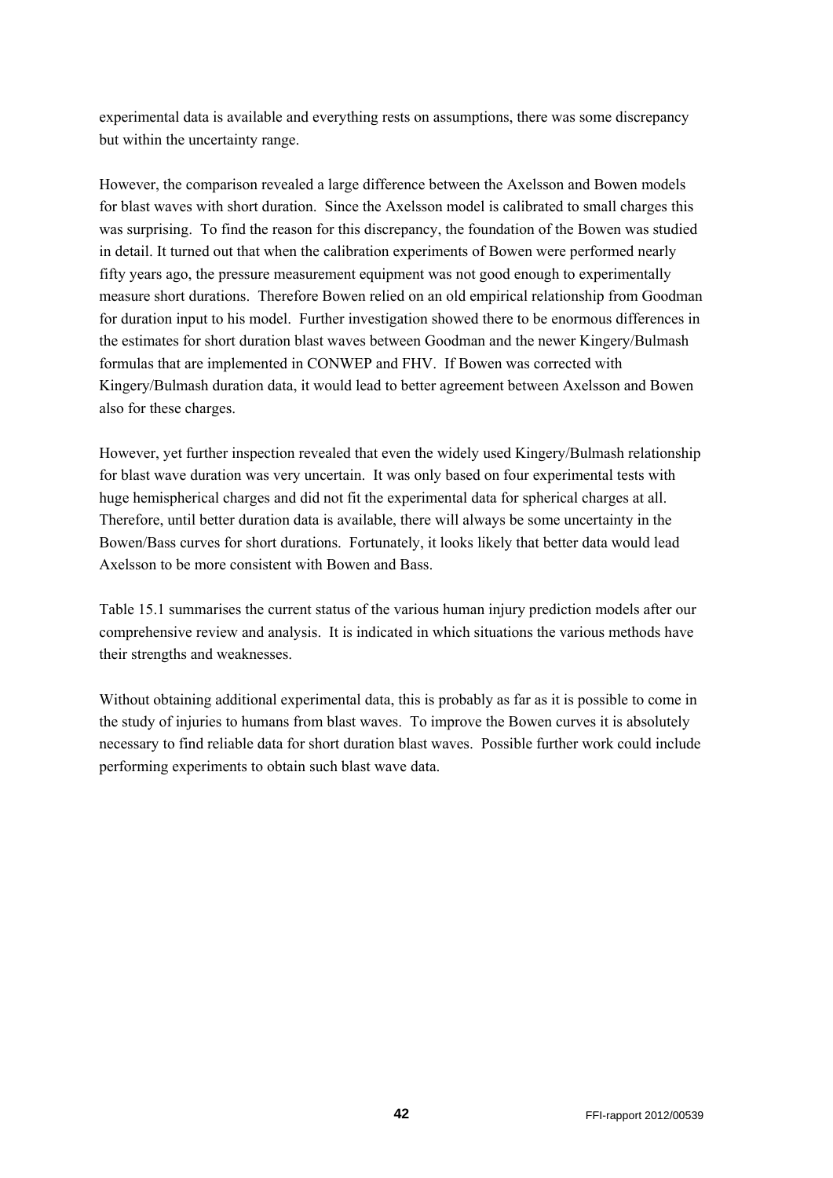experimental data is available and everything rests on assumptions, there was some discrepancy but within the uncertainty range.

However, the comparison revealed a large difference between the Axelsson and Bowen models for blast waves with short duration. Since the Axelsson model is calibrated to small charges this was surprising. To find the reason for this discrepancy, the foundation of the Bowen was studied in detail. It turned out that when the calibration experiments of Bowen were performed nearly fifty years ago, the pressure measurement equipment was not good enough to experimentally measure short durations. Therefore Bowen relied on an old empirical relationship from Goodman for duration input to his model. Further investigation showed there to be enormous differences in the estimates for short duration blast waves between Goodman and the newer Kingery/Bulmash formulas that are implemented in CONWEP and FHV. If Bowen was corrected with Kingery/Bulmash duration data, it would lead to better agreement between Axelsson and Bowen also for these charges.

However, yet further inspection revealed that even the widely used Kingery/Bulmash relationship for blast wave duration was very uncertain. It was only based on four experimental tests with huge hemispherical charges and did not fit the experimental data for spherical charges at all. Therefore, until better duration data is available, there will always be some uncertainty in the Bowen/Bass curves for short durations. Fortunately, it looks likely that better data would lead Axelsson to be more consistent with Bowen and Bass.

Table 15.1 summarises the current status of the various human injury prediction models after our comprehensive review and analysis. It is indicated in which situations the various methods have their strengths and weaknesses.

Without obtaining additional experimental data, this is probably as far as it is possible to come in the study of injuries to humans from blast waves. To improve the Bowen curves it is absolutely necessary to find reliable data for short duration blast waves. Possible further work could include performing experiments to obtain such blast wave data.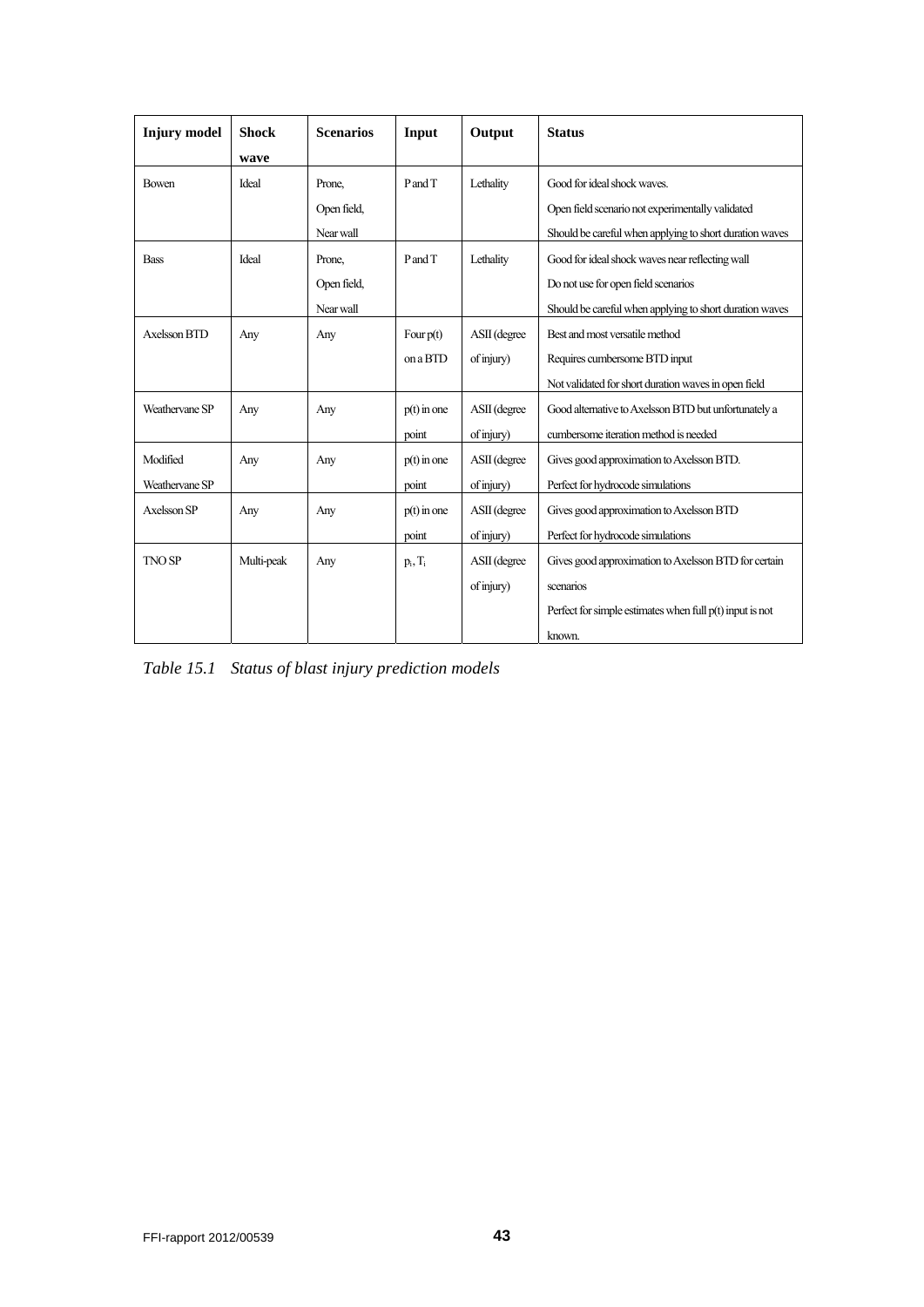| Injury model | Shock wave | Scenarios | Input | Output | Status |
|---|---|---|---|---|---|
| Bowen | Ideal | Prone, Open field, Near wall | P and T | Lethality | Good for ideal shock waves. Open field scenario not experimentally validated Should be careful when applying to short duration waves |
| Bass | Ideal | Prone, Open field, Near wall | P and T | Lethality | Good for ideal shock waves near reflecting wall Do not use for open field scenarios Should be careful when applying to short duration waves |
| Axelsson BTD | Any | Any | Four p(t) on a BTD | ASII (degree of injury) | Best and most versatile method Requires cumbersome BTD input Not validated for short duration waves in open field |
| Weathervane SP | Any | Any | p(t) in one point | ASII (degree of injury) | Good alternative to Axelsson BTD but unfortunately a cumbersome iteration method is needed |
| Modified Weathervane SP | Any | Any | p(t) in one point | ASII (degree of injury) | Gives good approximation to Axelsson BTD. Perfect for hydrocode simulations |
| Axelsson SP | Any | Any | p(t) in one point | ASII (degree of injury) | Gives good approximation to Axelsson BTD Perfect for hydrocode simulations |
| TNO SP | Multi-peak | Any | $p_i$, $T_i$ | ASII (degree of injury) | Gives good approximation to Axelsson BTD for certain scenarios Perfect for simple estimates when full p(t) input is not known. |

*Table 15.1 Status of blast injury prediction models*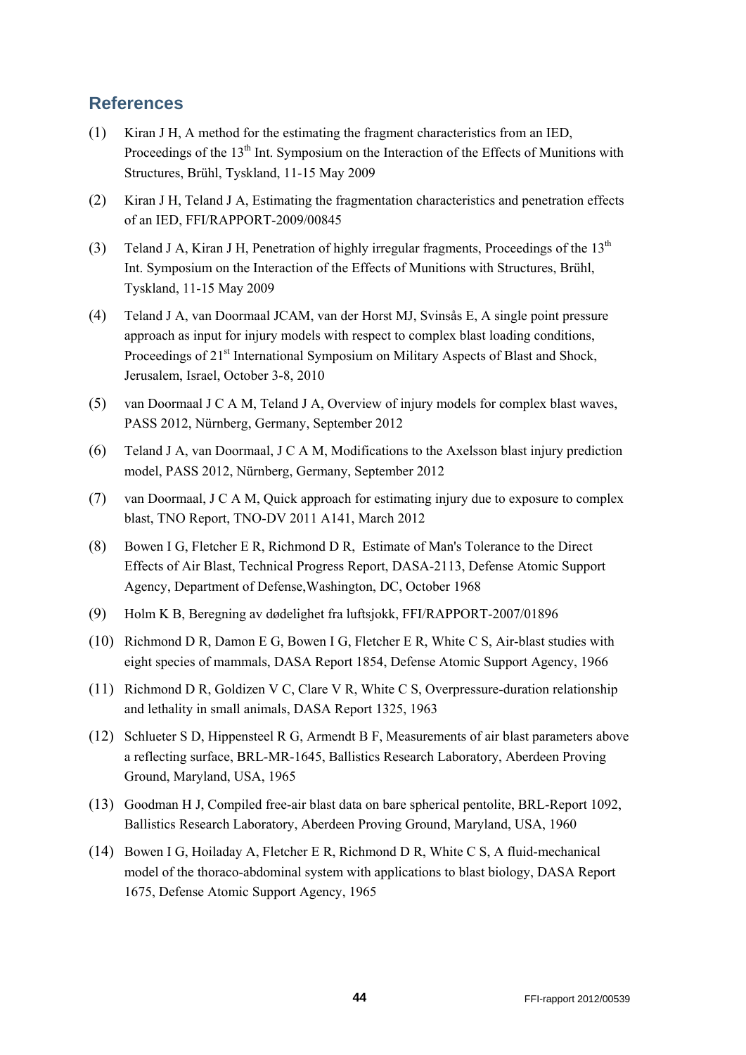## References

(1) Kiran J H, A method for the estimating the fragment characteristics from an IED, Proceedings of the 13th Int. Symposium on the Interaction of the Effects of Munitions with Structures, Brühl, Tyskland, 11-15 May 2009

(2) Kiran J H, Teland J A, Estimating the fragmentation characteristics and penetration effects of an IED, FFI/RAPPORT-2009/00845

(3) Teland J A, Kiran J H, Penetration of highly irregular fragments, Proceedings of the 13th Int. Symposium on the Interaction of the Effects of Munitions with Structures, Brühl, Tyskland, 11-15 May 2009

(4) Teland J A, van Doormaal JCAM, van der Horst MJ, Svinsås E, A single point pressure approach as input for injury models with respect to complex blast loading conditions, Proceedings of 21st International Symposium on Military Aspects of Blast and Shock, Jerusalem, Israel, October 3-8, 2010

(5) van Doormaal J C A M, Teland J A, Overview of injury models for complex blast waves, PASS 2012, Nürnberg, Germany, September 2012

(6) Teland J A, van Doormaal, J C A M, Modifications to the Axelsson blast injury prediction model, PASS 2012, Nürnberg, Germany, September 2012

(7) van Doormaal, J C A M, Quick approach for estimating injury due to exposure to complex blast, TNO Report, TNO-DV 2011 A141, March 2012

(8) Bowen I G, Fletcher E R, Richmond D R, Estimate of Man's Tolerance to the Direct Effects of Air Blast, Technical Progress Report, DASA-2113, Defense Atomic Support Agency, Department of Defense,Washington, DC, October 1968

(9) Holm K B, Beregning av dødelighet fra luftsjokk, FFI/RAPPORT-2007/01896

(10) Richmond D R, Damon E G, Bowen I G, Fletcher E R, White C S, Air-blast studies with eight species of mammals, DASA Report 1854, Defense Atomic Support Agency, 1966

(11) Richmond D R, Goldizen V C, Clare V R, White C S, Overpressure-duration relationship and lethality in small animals, DASA Report 1325, 1963

(12) Schlueter S D, Hippensteel R G, Armendt B F, Measurements of air blast parameters above a reflecting surface, BRL-MR-1645, Ballistics Research Laboratory, Aberdeen Proving Ground, Maryland, USA, 1965

(13) Goodman H J, Compiled free-air blast data on bare spherical pentolite, BRL-Report 1092, Ballistics Research Laboratory, Aberdeen Proving Ground, Maryland, USA, 1960

(14) Bowen I G, Hoiladay A, Fletcher E R, Richmond D R, White C S, A fluid-mechanical model of the thoraco-abdominal system with applications to blast biology, DASA Report 1675, Defense Atomic Support Agency, 1965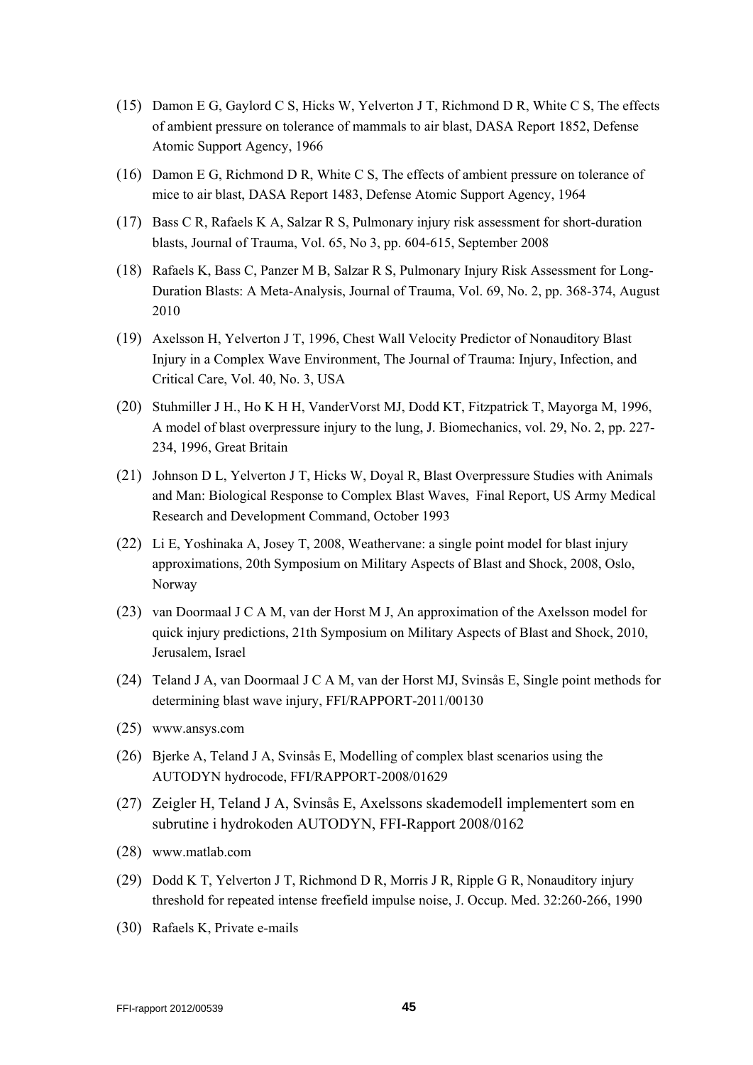(15) Damon E G, Gaylord C S, Hicks W, Yelverton J T, Richmond D R, White C S, The effects of ambient pressure on tolerance of mammals to air blast, DASA Report 1852, Defense Atomic Support Agency, 1966

(16) Damon E G, Richmond D R, White C S, The effects of ambient pressure on tolerance of mice to air blast, DASA Report 1483, Defense Atomic Support Agency, 1964

(17) Bass C R, Rafaels K A, Salzar R S, Pulmonary injury risk assessment for short-duration blasts, Journal of Trauma, Vol. 65, No 3, pp. 604-615, September 2008

(18) Rafaels K, Bass C, Panzer M B, Salzar R S, Pulmonary Injury Risk Assessment for Long-Duration Blasts: A Meta-Analysis, Journal of Trauma, Vol. 69, No. 2, pp. 368-374, August 2010

(19) Axelsson H, Yelverton J T, 1996, Chest Wall Velocity Predictor of Nonauditory Blast Injury in a Complex Wave Environment, The Journal of Trauma: Injury, Infection, and Critical Care, Vol. 40, No. 3, USA

(20) Stuhmiller J H., Ho K H H, VanderVorst MJ, Dodd KT, Fitzpatrick T, Mayorga M, 1996, A model of blast overpressure injury to the lung, J. Biomechanics, vol. 29, No. 2, pp. 227-234, 1996, Great Britain

(21) Johnson D L, Yelverton J T, Hicks W, Doyal R, Blast Overpressure Studies with Animals and Man: Biological Response to Complex Blast Waves, Final Report, US Army Medical Research and Development Command, October 1993

(22) Li E, Yoshinaka A, Josey T, 2008, Weathervane: a single point model for blast injury approximations, 20th Symposium on Military Aspects of Blast and Shock, 2008, Oslo, Norway

(23) van Doormaal J C A M, van der Horst M J, An approximation of the Axelsson model for quick injury predictions, 21th Symposium on Military Aspects of Blast and Shock, 2010, Jerusalem, Israel

(24) Teland J A, van Doormaal J C A M, van der Horst MJ, Svinsås E, Single point methods for determining blast wave injury, FFI/RAPPORT-2011/00130

(25) www.ansys.com

(26) Bjerke A, Teland J A, Svinsås E, Modelling of complex blast scenarios using the AUTODYN hydrocode, FFI/RAPPORT-2008/01629

(27) Zeigler H, Teland J A, Svinsås E, Axelssons skademodell implementert som en subrutine i hydrokoden AUTODYN, FFI-Rapport 2008/0162

(28) www.matlab.com

(29) Dodd K T, Yelverton J T, Richmond D R, Morris J R, Ripple G R, Nonauditory injury threshold for repeated intense freefield impulse noise, J. Occup. Med. 32:260-266, 1990

(30) Rafaels K, Private e-mails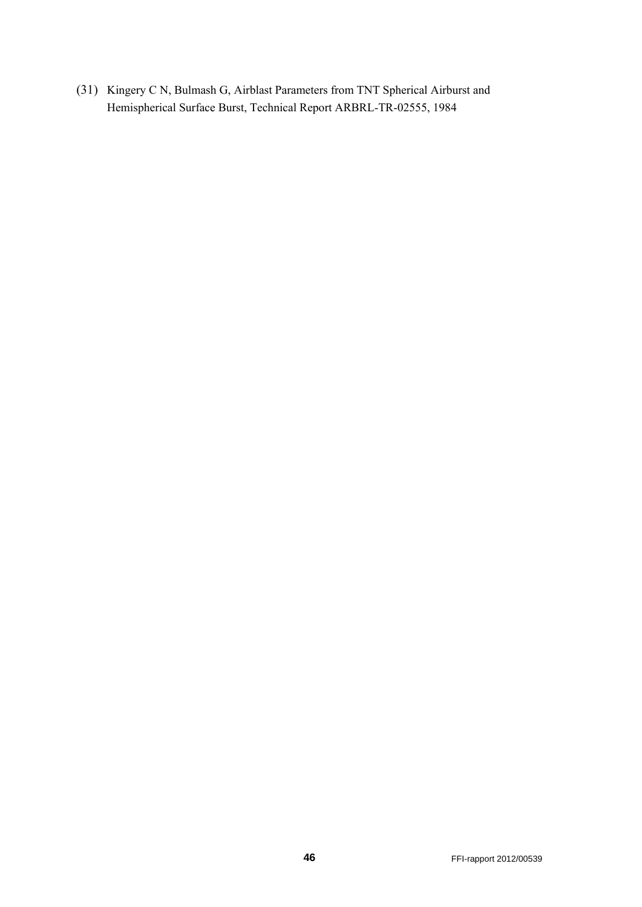(31) Kingery C N, Bulmash G, Airblast Parameters from TNT Spherical Airburst and Hemispherical Surface Burst, Technical Report ARBRL-TR-02555, 1984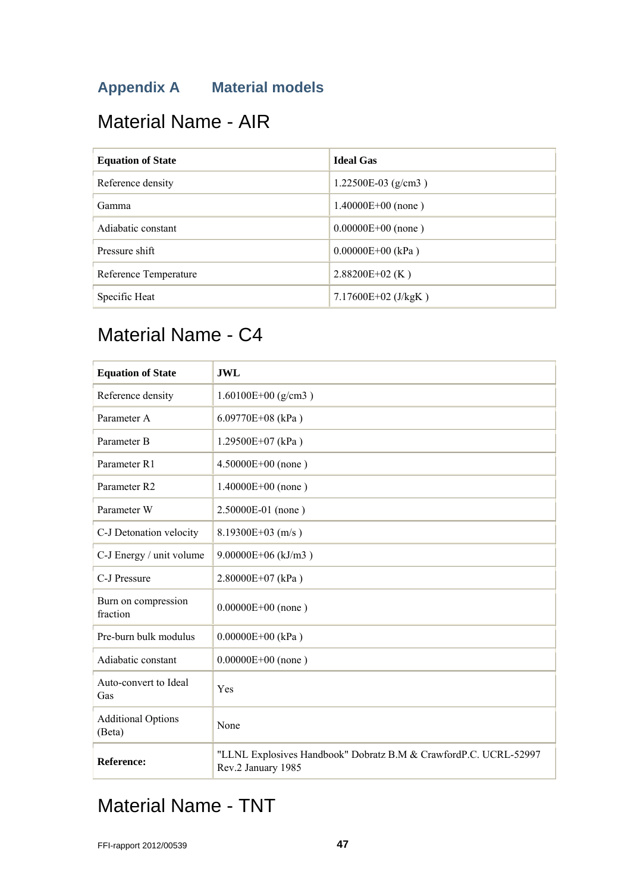# Appendix A Material models

## Material Name - AIR

| Equation of State | Ideal Gas |
|---|---|
| Reference density | 1.22500E-03 (g/cm3 ) |
| Gamma | 1.40000E+00 (none ) |
| Adiabatic constant | 0.00000E+00 (none ) |
| Pressure shift | 0.00000E+00 (kPa ) |
| Reference Temperature | 2.88200E+02 (K ) |
| Specific Heat | 7.17600E+02 (J/kgK ) |

## Material Name - C4

| Equation of State | JWL |
|---|---|
| Reference density | 1.60100E+00 (g/cm3 ) |
| Parameter A | 6.09770E+08 (kPa ) |
| Parameter B | 1.29500E+07 (kPa ) |
| Parameter R1 | 4.50000E+00 (none ) |
| Parameter R2 | 1.40000E+00 (none ) |
| Parameter W | 2.50000E-01 (none ) |
| C-J Detonation velocity | 8.19300E+03 (m/s ) |
| C-J Energy / unit volume | 9.00000E+06 (kJ/m3 ) |
| C-J Pressure | 2.80000E+07 (kPa ) |
| Burn on compression fraction | 0.00000E+00 (none ) |
| Pre-burn bulk modulus | 0.00000E+00 (kPa ) |
| Adiabatic constant | 0.00000E+00 (none ) |
| Auto-convert to Ideal Gas | Yes |
| Additional Options (Beta) | None |
| **Reference:** | "LLNL Explosives Handbook" Dobratz B.M & CrawfordP.C. UCRL-52997 Rev.2 January 1985 |

## Material Name - TNT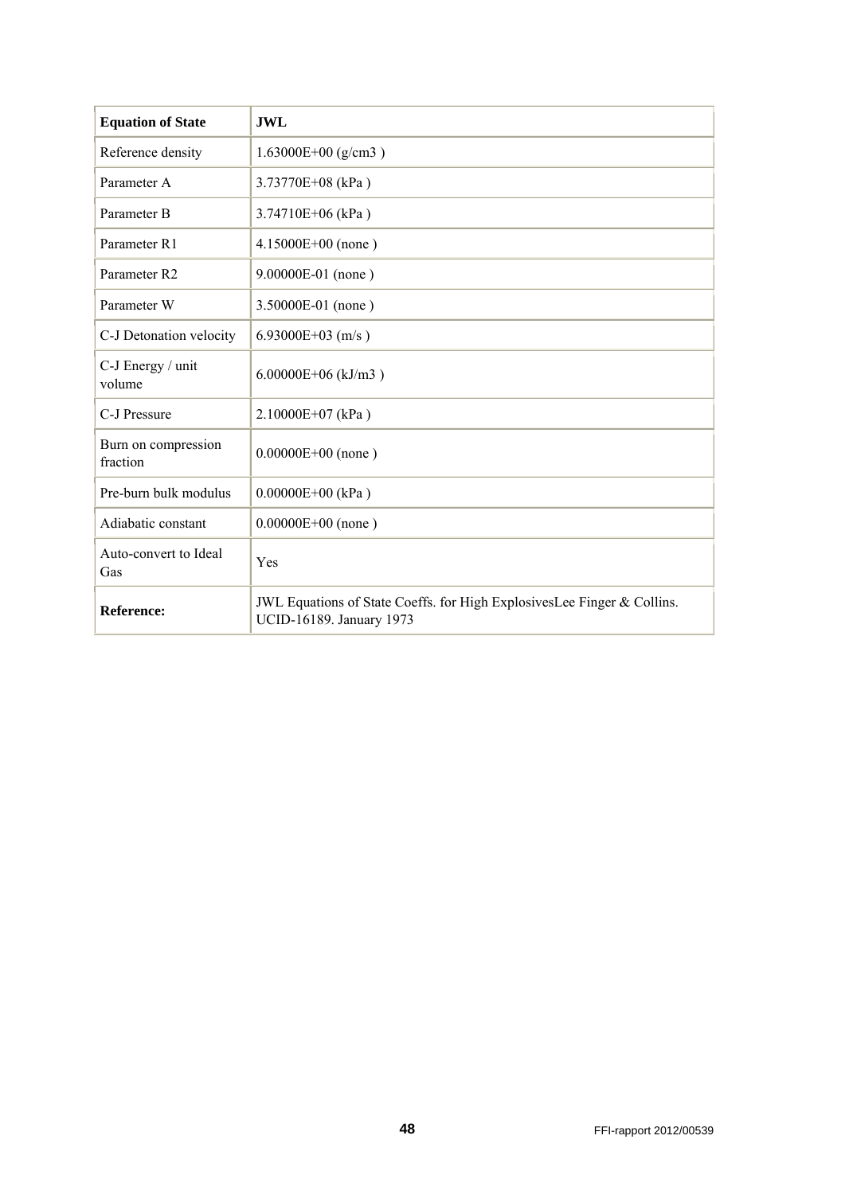| **Equation of State** | **JWL** |
|---|---|
| Reference density | 1.63000E+00 (g/cm3 ) |
| Parameter A | 3.73770E+08 (kPa ) |
| Parameter B | 3.74710E+06 (kPa ) |
| Parameter R1 | 4.15000E+00 (none ) |
| Parameter R2 | 9.00000E-01 (none ) |
| Parameter W | 3.50000E-01 (none ) |
| C-J Detonation velocity | 6.93000E+03 (m/s ) |
| C-J Energy / unit volume | 6.00000E+06 (kJ/m3 ) |
| C-J Pressure | 2.10000E+07 (kPa ) |
| Burn on compression fraction | 0.00000E+00 (none ) |
| Pre-burn bulk modulus | 0.00000E+00 (kPa ) |
| Adiabatic constant | 0.00000E+00 (none ) |
| Auto-convert to Ideal Gas | Yes |
| **Reference:** | JWL Equations of State Coeffs. for High ExplosivesLee Finger & Collins. UCID-16189. January 1973 |